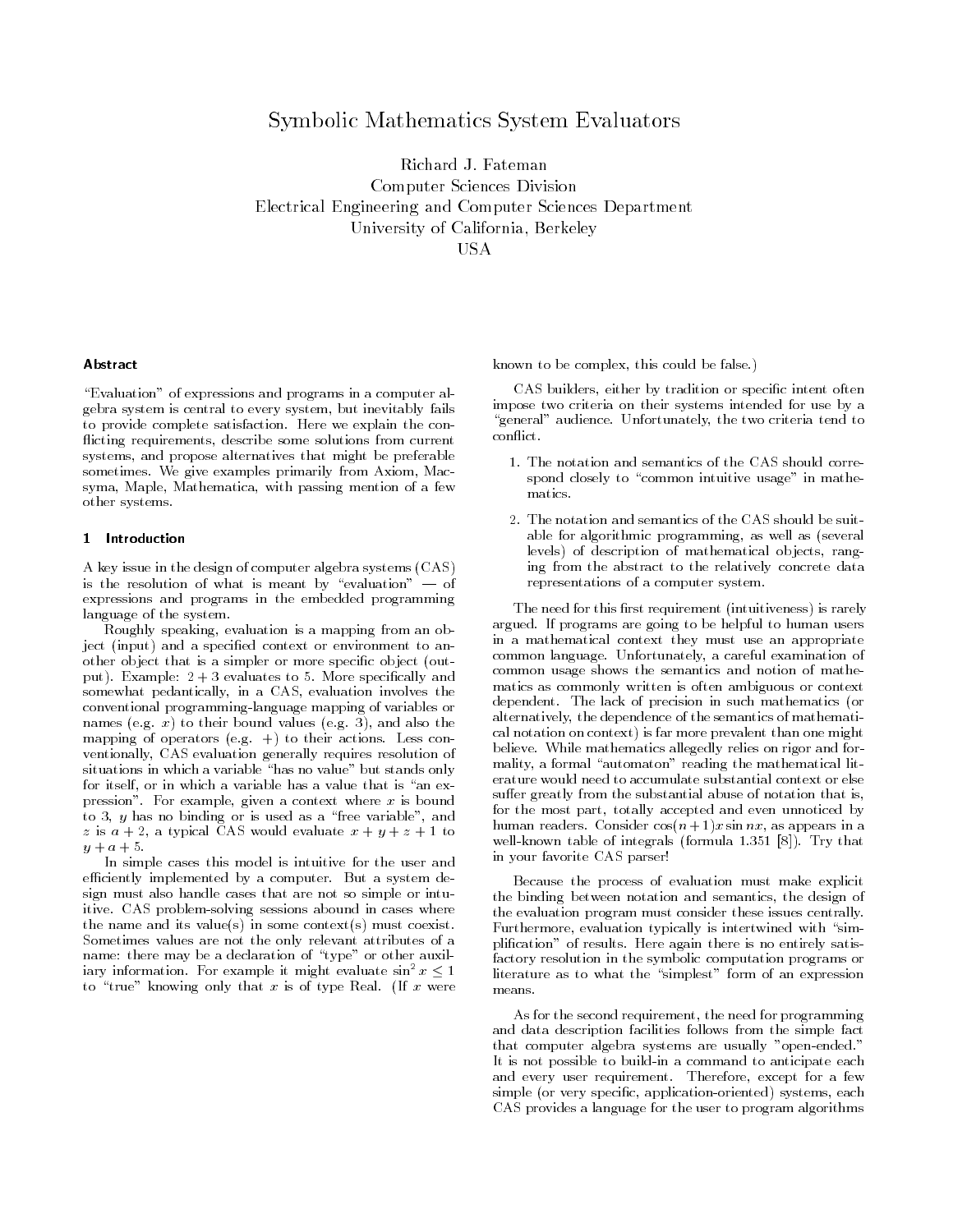# Symbolic Mathematics System Evaluators

Richard J. Fateman
Computer Sciences Division
Electrical Engineering and Computer Sciences Department
University of California, Berkeley
USA

### Abstract

"Evaluation" of expressions and programs in a computer algebra system is central to every system, but inevitably fails to provide complete satisfaction. Here we explain the conflicting requirements, describe some solutions from current systems, and propose alternatives that might be preferable sometimes. We give examples primarily from Axiom, Macsyma, Maple, Mathematica, with passing mention of a few other systems.

## 1 Introduction

A key issue in the design of computer algebra systems (CAS) is the resolution of what is meant by "evaluation" — of expressions and programs in the embedded programming language of the system.

Roughly speaking, evaluation is a mapping from an object (input) and a specified context or environment to another object that is a simpler or more specific object (output). Example: $2+3$ evaluates to 5. More specifically and somewhat pedantically, in a CAS, evaluation involves the conventional programming-language mapping of variables or names (e.g. $x$) to their bound values (e.g. 3), and also the mapping of operators (e.g. $+$) to their actions. Less conventionally, CAS evaluation generally requires resolution of situations in which a variable "has no value" but stands only for itself, or in which a variable has a value that is "an expression". For example, given a context where $x$ is bound to 3, $y$ has no binding or is used as a "free variable", and $z$ is $a+2$, a typical CAS would evaluate $x+y+z+1$ to $y+a+5$.

In simple cases this model is intuitive for the user and efficiently implemented by a computer. But a system design must also handle cases that are not so simple or intuitive. CAS problem-solving sessions abound in cases where the name and its value(s) in some context(s) must coexist. Sometimes values are not the only relevant attributes of a name: there may be a declaration of "type" or other auxiliary information. For example it might evaluate $\sin^2 x \leq 1$ to "true" knowing only that $x$ is of type Real. (If $x$ were known to be complex, this could be false.)

CAS builders, either by tradition or specific intent often impose two criteria on their systems intended for use by a "general" audience. Unfortunately, the two criteria tend to conflict.

1. The notation and semantics of the CAS should correspond closely to "common intuitive usage" in mathematics.
2. The notation and semantics of the CAS should be suitable for algorithmic programming, as well as (several levels) of description of mathematical objects, ranging from the abstract to the relatively concrete data representations of a computer system.

The need for this first requirement (intuitiveness) is rarely argued. If programs are going to be helpful to human users in a mathematical context they must use an appropriate common language. Unfortunately, a careful examination of common usage shows the semantics and notion of mathematics as commonly written is often ambiguous or context dependent. The lack of precision in such mathematics (or alternatively, the dependence of the semantics of mathematical notation on context) is far more prevalent than one might believe. While mathematics allegedly relies on rigor and formality, a formal "automaton" reading the mathematical literature would need to accumulate substantial context or else suffer greatly from the substantial abuse of notation that is, for the most part, totally accepted and even unnoticed by human readers. Consider $\cos(n+1)x \sin nx$, as appears in a well-known table of integrals (formula 1.351 [8]). Try that in your favorite CAS parser!

Because the process of evaluation must make explicit the binding between notation and semantics, the design of the evaluation program must consider these issues centrally. Furthermore, evaluation typically is intertwined with "simplification" of results. Here again there is no entirely satisfactory resolution in the symbolic computation programs or literature as to what the "simplest" form of an expression means.

As for the second requirement, the need for programming and data description facilities follows from the simple fact that computer algebra systems are usually "open-ended." It is not possible to build-in a command to anticipate each and every user requirement. Therefore, except for a few simple (or very specific, application-oriented) systems, each CAS provides a language for the user to program algorithms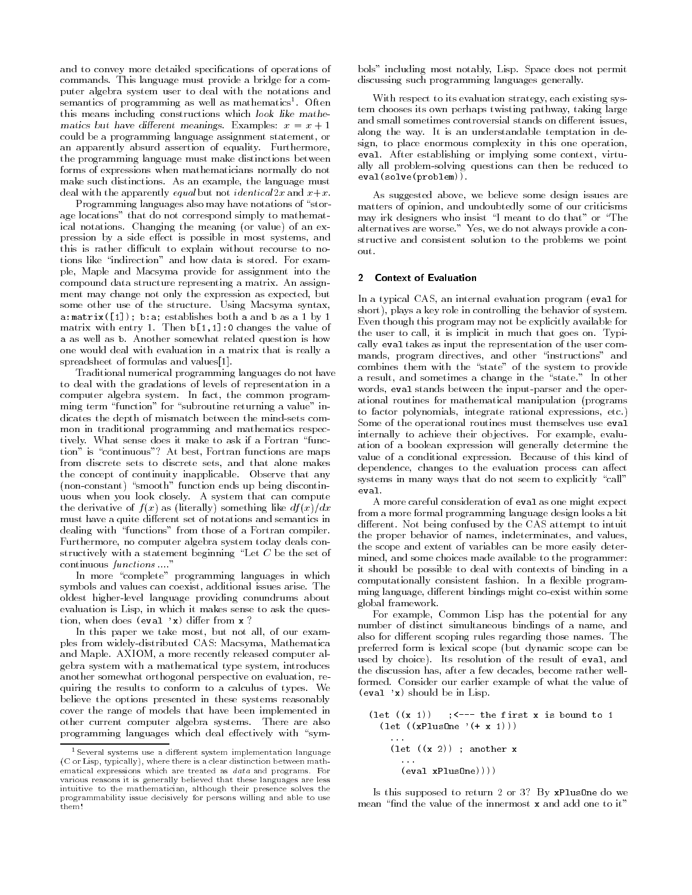and to convey more detailed specifications of operations of commands. This language must provide a bridge for a computer algebra system user to deal with the notations and semantics of programming as well as mathematics[1]. Often this means including constructions which *look like mathematics but have different meanings*. Examples: $x = x + 1$ could be a programming language assignment statement, or an apparently absurd assertion of equality. Furthermore, the programming language must make distinctions between forms of expressions when mathematicians normally do not make such distinctions. As an example, the language must deal with the apparently *equal* but not *identical* $2x$ and $x+x$.

Programming languages also may have notations of "storage locations" that do not correspond simply to mathematical notations. Changing the meaning (or value) of an expression by a side effect is possible in most systems, and this is rather difficult to explain without recourse to notions like "indirection" and how data is stored. For example, Maple and Macsyma provide for assignment into the compound data structure representing a matrix. An assignment may change not only the expression as expected, but some other use of the structure. Using Macsyma syntax, `a:matrix([1]); b:a;` establishes both `a` and `b` as a 1 by 1 matrix with entry 1. Then `b[1,1]:0` changes the value of `a` as well as `b`. Another somewhat related question is how one would deal with evaluation in a matrix that is really a spreadsheet of formulas and values[1].

Traditional numerical programming languages do not have to deal with the gradations of levels of representation in a computer algebra system. In fact, the common programming term "function" for "subroutine returning a value" indicates the depth of mismatch between the mind-sets common in traditional programming and mathematics respectively. What sense does it make to ask if a Fortran "function" is "continuous"? At best, Fortran functions are maps from discrete sets to discrete sets, and that alone makes the concept of continuity inapplicable. Observe that any (non-constant) "smooth" function ends up being discontinuous when you look closely. A system that can compute the derivative of $f(x)$ as (literally) something like $df(x)/dx$ must have a quite different set of notations and semantics in dealing with "functions" from those of a Fortran compiler. Furthermore, no computer algebra system today deals constructively with a statement beginning "Let $C$ be the set of continuous *functions* ...."

In more "complete" programming languages in which symbols and values can coexist, additional issues arise. The oldest higher-level language providing conundrums about evaluation is Lisp, in which it makes sense to ask the question, when does `(eval 'x)` differ from `x` ?

In this paper we take most, but not all, of our examples from widely-distributed CAS: Macsyma, Mathematica and Maple. AXIOM, a more recently released computer algebra system with a mathematical type system, introduces another somewhat orthogonal perspective on evaluation, requiring the results to conform to a calculus of types. We believe the options presented in these systems reasonably cover the range of models that have been implemented in other current computer algebra systems. There are also programming languages which deal effectively with "symbols" including most notably, Lisp. Space does not permit discussing such programming languages generally.

With respect to its evaluation strategy, each existing system chooses its own perhaps twisting pathway, taking large and small sometimes controversial stands on different issues, along the way. It is an understandable temptation in design, to place enormous complexity in this one operation, `eval`. After establishing or implying some context, virtually all problem-solving questions can then be reduced to `eval(solve(problem))`.

As suggested above, we believe some design issues are matters of opinion, and undoubtedly some of our criticisms may irk designers who insist "I meant to do that" or "The alternatives are worse." Yes, we do not always provide a constructive and consistent solution to the problems we point out.

## 2 Context of Evaluation

In a typical CAS, an internal evaluation program (`eval` for short), plays a key role in controlling the behavior of system. Even though this program may not be explicitly available for the user to call, it is implicit in much that goes on. Typically `eval` takes as input the representation of the user commands, program directives, and other "instructions" and combines them with the "state" of the system to provide a result, and sometimes a change in the "state." In other words, `eval` stands between the input-parser and the operational routines for mathematical manipulation (programs to factor polynomials, integrate rational expressions, etc.) Some of the operational routines must themselves use `eval` internally to achieve their objectives. For example, evaluation of a boolean expression will generally determine the value of a conditional expression. Because of this kind of dependence, changes to the evaluation process can affect systems in many ways that do not seem to explicitly "call" `eval`.

A more careful consideration of `eval` as one might expect from a more formal programming language design looks a bit different. Not being confused by the CAS attempt to intuit the proper behavior of names, indeterminates, and values, the scope and extent of variables can be more easily determined, and some choices made available to the programmer: it should be possible to deal with contexts of binding in a computationally consistent fashion. In a flexible programming language, different bindings might co-exist within some global framework.

For example, Common Lisp has the potential for any number of distinct simultaneous bindings of a name, and also for different scoping rules regarding those names. The preferred form is lexical scope (but dynamic scope can be used by choice). Its resolution of the result of `eval`, and the discussion has, after a few decades, become rather well-formed. Consider our earlier example of what the value of `(eval 'x)` should be in Lisp.

```
(let ((x 1))    ;<--- the first x is bound to 1
  (let ((xPlusOne '(+ x 1)))
    ...
    (let ((x 2)) ; another x
      ...
      (eval xPlusOne))))
```

Is this supposed to return 2 or 3? By `xPlusOne` do we mean "find the value of the innermost `x` and add one to it"

---

[1] Several systems use a different system implementation language (C or Lisp, typically), where there is a clear distinction between mathematical expressions which are treated as *data* and programs. For various reasons it is generally believed that these languages are less intuitive to the mathematician, although their presence solves the programmability issue decisively for persons willing and able to use them!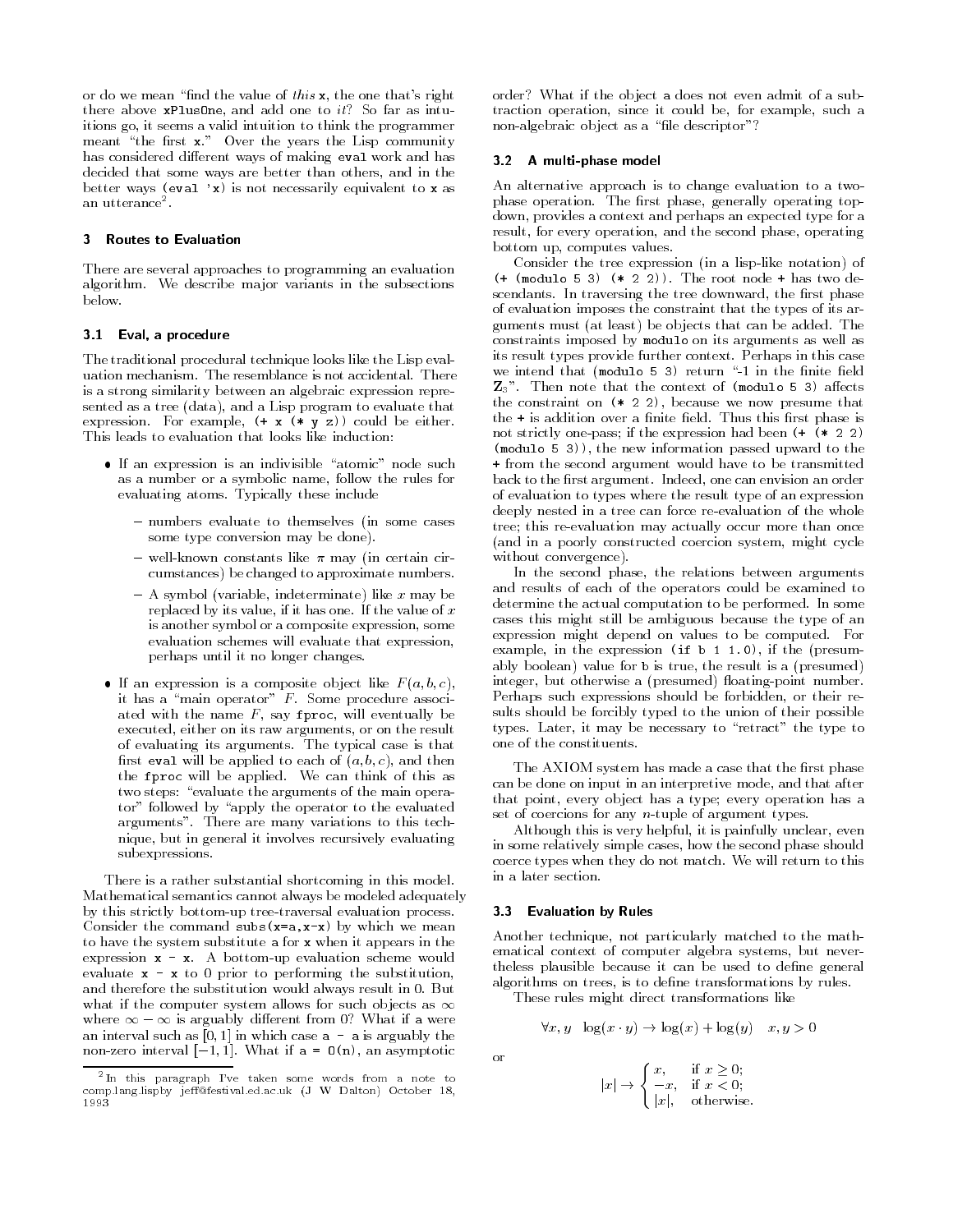or do we mean "find the value of *this* `x`, the one that's right there above `xPlusOne`, and add one to *it*? So far as intuitions go, it seems a valid intuition to think the programmer meant "the first `x`." Over the years the Lisp community has considered different ways of making `eval` work and has decided that some ways are better than others, and in the better ways `(eval 'x)` is not necessarily equivalent to `x` as an utterance[2].

## 3 Routes to Evaluation

There are several approaches to programming an evaluation algorithm. We describe major variants in the subsections below.

### 3.1 Eval, a procedure

The traditional procedural technique looks like the Lisp evaluation mechanism. The resemblance is not accidental. There is a strong similarity between an algebraic expression represented as a tree (data), and a Lisp program to evaluate that expression. For example, `(+ x (* y z))` could be either. This leads to evaluation that looks like induction:

- If an expression is an indivisible "atomic" node such as a number or a symbolic name, follow the rules for evaluating atoms. Typically these include
  - numbers evaluate to themselves (in some cases some type conversion may be done).
  - well-known constants like $\pi$ may (in certain circumstances) be changed to approximate numbers.
  - A symbol (variable, indeterminate) like $x$ may be replaced by its value, if it has one. If the value of $x$ is another symbol or a composite expression, some evaluation schemes will evaluate that expression, perhaps until it no longer changes.
- If an expression is a composite object like $F(a, b, c)$, it has a "main operator" $F$. Some procedure associated with the name $F$, say `fproc`, will eventually be executed, either on its raw arguments, or on the result of evaluating its arguments. The typical case is that first `eval` will be applied to each of $(a, b, c)$, and then the `fproc` will be applied. We can think of this as two steps: "evaluate the arguments of the main operator" followed by "apply the operator to the evaluated arguments". There are many variations to this technique, but in general it involves recursively evaluating subexpressions.

There is a rather substantial shortcoming in this model. Mathematical semantics cannot always be modeled adequately by this strictly bottom-up tree-traversal evaluation process. Consider the command `subs(x=a,x-x)` by which we mean to have the system substitute `a` for `x` when it appears in the expression `x - x`. A bottom-up evaluation scheme would evaluate `x - x` to 0 prior to performing the substitution, and therefore the substitution would always result in 0. But what if the computer system allows for such objects as $\infty$ where $\infty - \infty$ is arguably different from 0? What if `a` were an interval such as $[0, 1]$ in which case `a - a` is arguably the non-zero interval $[-1, 1]$. What if `a = O(n)`, an asymptotic order? What if the object `a` does not even admit of a subtraction operation, since it could be, for example, such a non-algebraic object as a "file descriptor"?

### 3.2 A multi-phase model

An alternative approach is to change evaluation to a two-phase operation. The first phase, generally operating top-down, provides a context and perhaps an expected type for a result, for every operation, and the second phase, operating bottom up, computes values.

Consider the tree expression (in a lisp-like notation) of `(+ (modulo 5 3) (* 2 2))`. The root node `+` has two descendants. In traversing the tree downward, the first phase of evaluation imposes the constraint that the types of its arguments must (at least) be objects that can be added. The constraints imposed by `modulo` on its arguments as well as its result types provide further context. Perhaps in this case we intend that `(modulo 5 3)` return "-1 in the finite field $\mathbf{Z}_3$". Then note that the context of `(modulo 5 3)` affects the constraint on `(* 2 2)`, because we now presume that the `+` is addition over a finite field. Thus this first phase is not strictly one-pass; if the expression had been `(+ (* 2 2) (modulo 5 3))`, the new information passed upward to the `+` from the second argument would have to be transmitted back to the first argument. Indeed, one can envision an order of evaluation to types where the result type of an expression deeply nested in a tree can force re-evaluation of the whole tree; this re-evaluation may actually occur more than once (and in a poorly constructed coercion system, might cycle without convergence).

In the second phase, the relations between arguments and results of each of the operators could be examined to determine the actual computation to be performed. In some cases this might still be ambiguous because the type of an expression might depend on values to be computed. For example, in the expression `(if b 1 1.0)`, if the (presumably boolean) value for `b` is true, the result is a (presumed) integer, but otherwise a (presumed) floating-point number. Perhaps such expressions should be forbidden, or their results should be forcibly typed to the union of their possible types. Later, it may be necessary to "retract" the type to one of the constituents.

The AXIOM system has made a case that the first phase can be done on input in an interpretive mode, and that after that point, every object has a type; every operation has a set of coercions for any $n$-tuple of argument types.

Although this is very helpful, it is painfully unclear, even in some relatively simple cases, how the second phase should coerce types when they do not match. We will return to this in a later section.

### 3.3 Evaluation by Rules

Another technique, not particularly matched to the mathematical context of computer algebra systems, but nevertheless plausible because it can be used to define general algorithms on trees, is to define transformations by rules.

These rules might direct transformations like

$$\forall x, y \quad \log(x \cdot y) \rightarrow \log(x) + \log(y) \quad x, y > 0$$

or

$$|x| \rightarrow \begin{cases} x, & \text{if } x \geq 0; \\ -x, & \text{if } x < 0; \\ |x|, & \text{otherwise.} \end{cases}$$

---

[2] In this paragraph I've taken some words from a note to comp.lang.lispby jeff@festival.ed.ac.uk (J W Dalton) October 18, 1993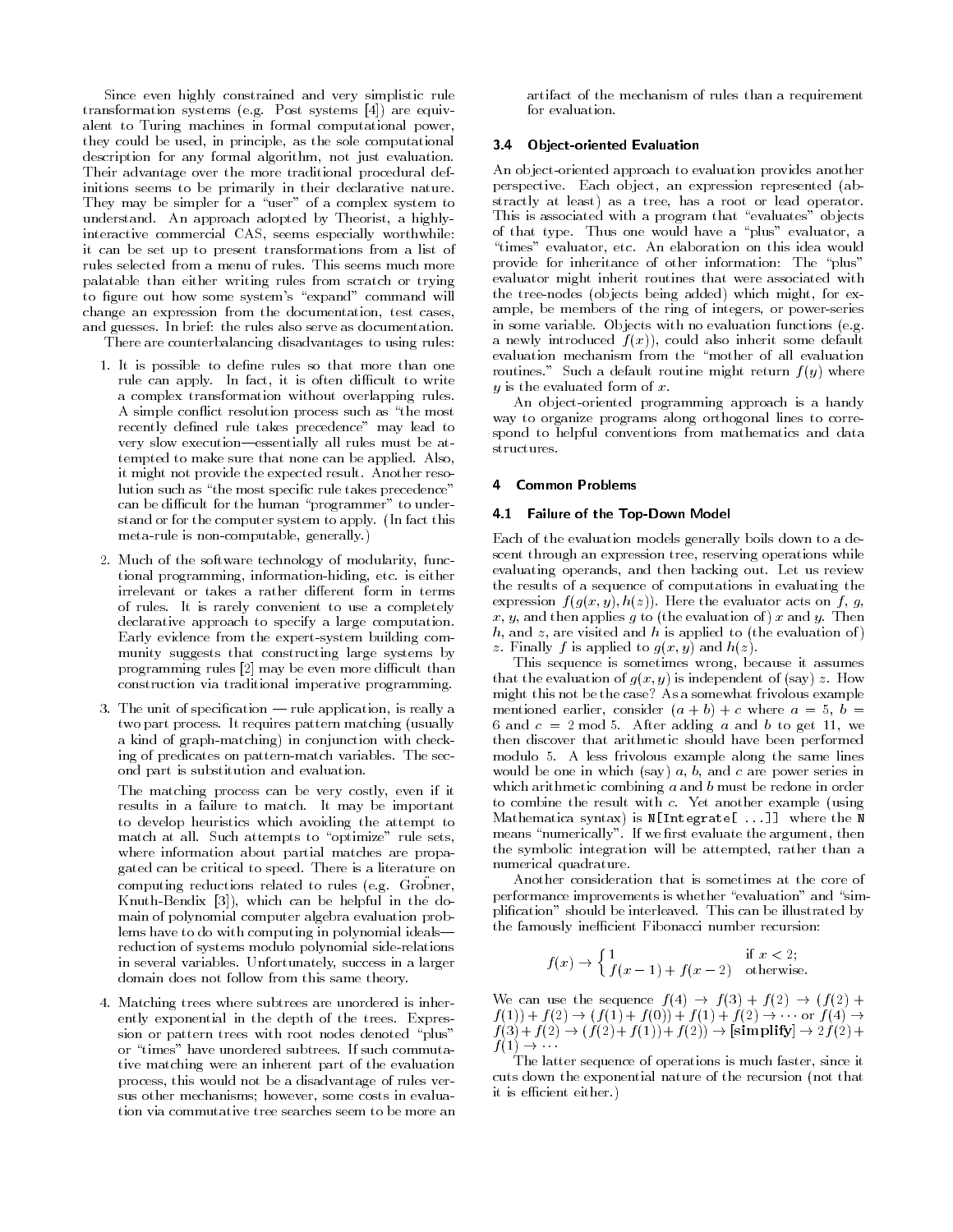Since even highly constrained and very simplistic rule transformation systems (e.g. Post systems [4]) are equivalent to Turing machines in formal computational power, they could be used, in principle, as the sole computational description for any formal algorithm, not just evaluation. Their advantage over the more traditional procedural definitions seems to be primarily in their declarative nature. They may be simpler for a "user" of a complex system to understand. An approach adopted by Theorist, a highly-interactive commercial CAS, seems especially worthwhile: it can be set up to present transformations from a list of rules selected from a menu of rules. This seems much more palatable than either writing rules from scratch or trying to figure out how some system's "expand" command will change an expression from the documentation, test cases, and guesses. In brief: the rules also serve as documentation.

There are counterbalancing disadvantages to using rules:

1. It is possible to define rules so that more than one rule can apply. In fact, it is often difficult to write a complex transformation without overlapping rules. A simple conflict resolution process such as "the most recently defined rule takes precedence" may lead to very slow execution—essentially all rules must be attempted to make sure that none can be applied. Also, it might not provide the expected result. Another resolution such as "the most specific rule takes precedence" can be difficult for the human "programmer" to understand or for the computer system to apply. (In fact this meta-rule is non-computable, generally.)

2. Much of the software technology of modularity, functional programming, information-hiding, etc. is either irrelevant or takes a rather different form in terms of rules. It is rarely convenient to use a completely declarative approach to specify a large computation. Early evidence from the expert-system building community suggests that constructing large systems by programming rules [2] may be even more difficult than construction via traditional imperative programming.

3. The unit of specification — rule application, is really a two part process. It requires pattern matching (usually a kind of graph-matching) in conjunction with checking of predicates on pattern-match variables. The second part is substitution and evaluation.

   The matching process can be very costly, even if it results in a failure to match. It may be important to develop heuristics which avoiding the attempt to match at all. Such attempts to "optimize" rule sets, where information about partial matches are propagated can be critical to speed. There is a literature on computing reductions related to rules (e.g. Gröbner, Knuth-Bendix [3]), which can be helpful in the domain of polynomial computer algebra evaluation problems have to do with computing in polynomial ideals—reduction of systems modulo polynomial side-relations in several variables. Unfortunately, success in a larger domain does not follow from this same theory.

4. Matching trees where subtrees are unordered is inherently exponential in the depth of the trees. Expression or pattern trees with root nodes denoted "plus" or "times" have unordered subtrees. If such commutative matching were an inherent part of the evaluation process, this would not be a disadvantage of rules versus other mechanisms; however, some costs in evaluation via commutative tree searches seem to be more an artifact of the mechanism of rules than a requirement for evaluation.

### 3.4 Object-oriented Evaluation

An object-oriented approach to evaluation provides another perspective. Each object, an expression represented (abstractly at least) as a tree, has a root or lead operator. This is associated with a program that "evaluates" objects of that type. Thus one would have a "plus" evaluator, a "times" evaluator, etc. An elaboration on this idea would provide for inheritance of other information: The "plus" evaluator might inherit routines that were associated with the tree-nodes (objects being added) which might, for example, be members of the ring of integers, or power-series in some variable. Objects with no evaluation functions (e.g. a newly introduced $f(x)$), could also inherit some default evaluation mechanism from the "mother of all evaluation routines." Such a default routine might return $f(y)$ where $y$ is the evaluated form of $x$.

An object-oriented programming approach is a handy way to organize programs along orthogonal lines to correspond to helpful conventions from mathematics and data structures.

## 4 Common Problems

### 4.1 Failure of the Top-Down Model

Each of the evaluation models generally boils down to a descent through an expression tree, reserving operations while evaluating operands, and then backing out. Let us review the results of a sequence of computations in evaluating the expression $f(g(x,y),h(z))$. Here the evaluator acts on $f$, $g$, $x$, $y$, and then applies $g$ to (the evaluation of) $x$ and $y$. Then $h$, and $z$, are visited and $h$ is applied to (the evaluation of) $z$. Finally $f$ is applied to $g(x,y)$ and $h(z)$.

This sequence is sometimes wrong, because it assumes that the evaluation of $g(x,y)$ is independent of (say) $z$. How might this not be the case? As a somewhat frivolous example mentioned earlier, consider $(a+b)+c$ where $a = 5$, $b = 6$ and $c = 2 \bmod 5$. After adding $a$ and $b$ to get 11, we then discover that arithmetic should have been performed modulo 5. A less frivolous example along the same lines would be one in which (say) $a$, $b$, and $c$ are power series in which arithmetic combining $a$ and $b$ must be redone in order to combine the result with $c$. Yet another example (using Mathematica syntax) is `N[Integrate[ ...]]` where the `N` means "numerically". If we first evaluate the argument, then the symbolic integration will be attempted, rather than a numerical quadrature.

Another consideration that is sometimes at the core of performance improvements is whether "evaluation" and "simplification" should be interleaved. This can be illustrated by the famously inefficient Fibonacci number recursion:

$$f(x) \rightarrow \begin{cases} 1 & \text{if } x < 2; \\ f(x-1)+f(x-2) & \text{otherwise.} \end{cases}$$

We can use the sequence $f(4) \rightarrow f(3)+f(2) \rightarrow (f(2)+f(1))+f(2) \rightarrow (f(1)+f(0))+f(1)+f(2) \rightarrow \cdots$ or $f(4) \rightarrow f(3)+f(2) \rightarrow (f(2)+f(1))+f(2)) \rightarrow [\textbf{simplify}] \rightarrow 2f(2)+f(1) \rightarrow \cdots$

The latter sequence of operations is much faster, since it cuts down the exponential nature of the recursion (not that it is efficient either.)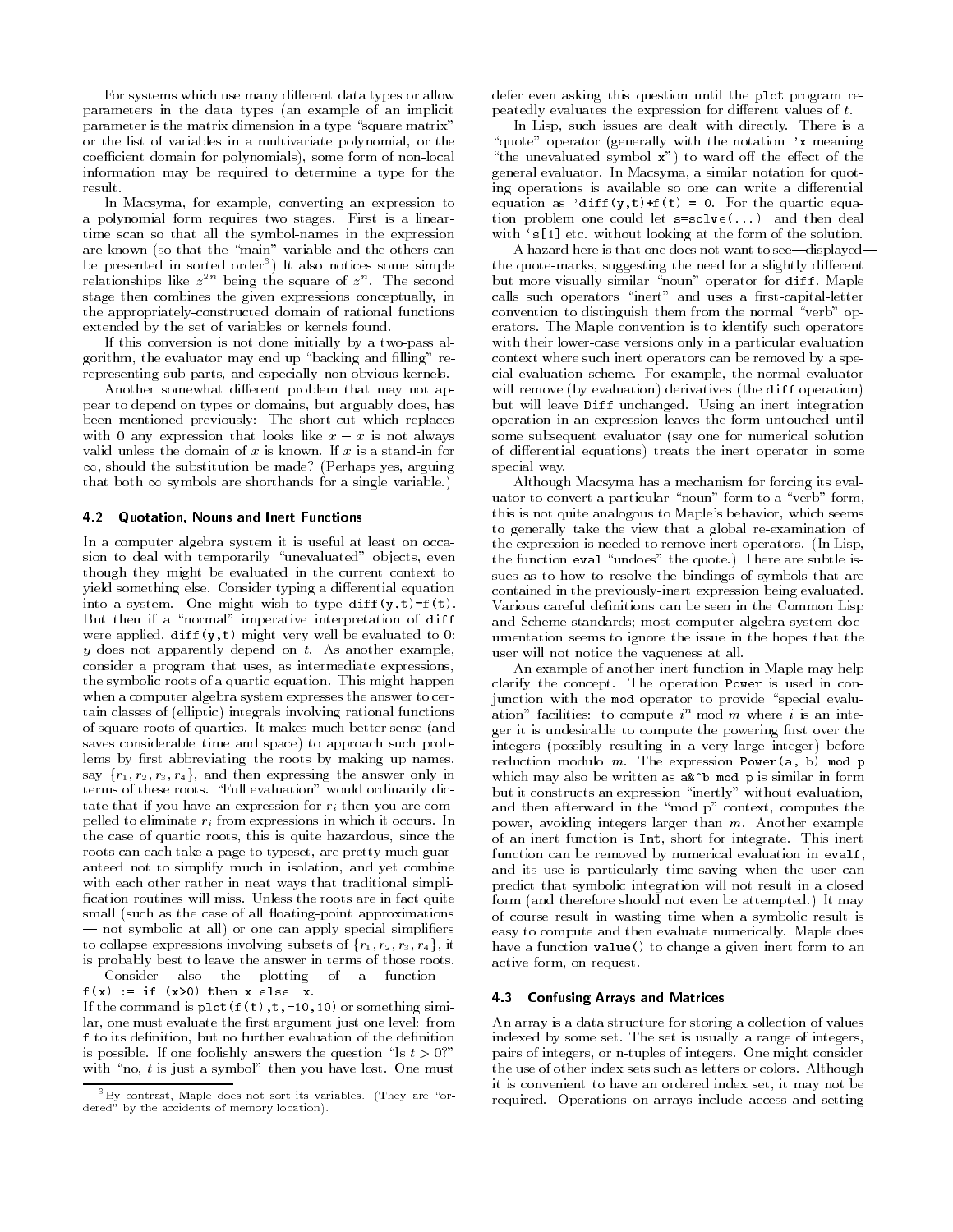For systems which use many different data types or allow parameters in the data types (an example of an implicit parameter is the matrix dimension in a type "square matrix" or the list of variables in a multivariate polynomial, or the coefficient domain for polynomials), some form of non-local information may be required to determine a type for the result.

In Macsyma, for example, converting an expression to a polynomial form requires two stages. First is a linear-time scan so that all the symbol-names in the expression are known (so that the "main" variable and the others can be presented in sorted order[3]) It also notices some simple relationships like $z^{2n}$ being the square of $z^n$. The second stage then combines the given expressions conceptually, in the appropriately-constructed domain of rational functions extended by the set of variables or kernels found.

If this conversion is not done initially by a two-pass algorithm, the evaluator may end up "backing and filling" re-representing sub-parts, and especially non-obvious kernels.

Another somewhat different problem that may not appear to depend on types or domains, but arguably does, has been mentioned previously: The short-cut which replaces with 0 any expression that looks like $x - x$ is not always valid unless the domain of $x$ is known. If $x$ is a stand-in for $\infty$, should the substitution be made? (Perhaps yes, arguing that both $\infty$ symbols are shorthands for a single variable.)

### 4.2 Quotation, Nouns and Inert Functions

In a computer algebra system it is useful at least on occasion to deal with temporarily "unevaluated" objects, even though they might be evaluated in the current context to yield something else. Consider typing a differential equation into a system. One might wish to type `diff(y,t)=f(t)`. But then if a "normal" imperative interpretation of `diff` were applied, `diff(y,t)` might very well be evaluated to 0: $y$ does not apparently depend on $t$. As another example, consider a program that uses, as intermediate expressions, the symbolic roots of a quartic equation. This might happen when a computer algebra system expresses the answer to certain classes of (elliptic) integrals involving rational functions of square-roots of quartics. It makes much better sense (and saves considerable time and space) to approach such problems by first abbreviating the roots by making up names, say $\{r_1, r_2, r_3, r_4\}$, and then expressing the answer only in terms of these roots. "Full evaluation" would ordinarily dictate that if you have an expression for $r_i$ then you are compelled to eliminate $r_i$ from expressions in which it occurs. In the case of quartic roots, this is quite hazardous, since the roots can each take a page to typeset, are pretty much guaranteed not to simplify much in isolation, and yet combine with each other rather in neat ways that traditional simplification routines will miss. Unless the roots are in fact quite small (such as the case of all floating-point approximations — not symbolic at all) or one can apply special simplifiers to collapse expressions involving subsets of $\{r_1, r_2, r_3, r_4\}$, it is probably best to leave the answer in terms of those roots.

Consider also the plotting of a function `f(x) := if (x>0) then x else -x`.

If the command is `plot(f(t),t,-10,10)` or something similar, one must evaluate the first argument just one level: from `f` to its definition, but no further evaluation of the definition is possible. If one foolishly answers the question "Is $t > 0$?" with "no, $t$ is just a symbol" then you have lost. One must defer even asking this question until the `plot` program repeatedly evaluates the expression for different values of $t$.

In Lisp, such issues are dealt with directly. There is a "quote" operator (generally with the notation `'x` meaning "the unevaluated symbol `x`") to ward off the effect of the general evaluator. In Macsyma, a similar notation for quoting operations is available so one can write a differential equation as `'diff(y,t)+f(t) = 0`. For the quartic equation problem one could let `s=solve(...)` and then deal with `'s[1]` etc. without looking at the form of the solution.

A hazard here is that one does not want to see—displayed—the quote-marks, suggesting the need for a slightly different but more visually similar "noun" operator for `diff`. Maple calls such operators "inert" and uses a first-capital-letter convention to distinguish them from the normal "verb" operators. The Maple convention is to identify such operators with their lower-case versions only in a particular evaluation context where such inert operators can be removed by a special evaluation scheme. For example, the normal evaluator will remove (by evaluation) derivatives (the `diff` operation) but will leave `Diff` unchanged. Using an inert integration operation in an expression leaves the form untouched until some subsequent evaluator (say one for numerical solution of differential equations) treats the inert operator in some special way.

Although Macsyma has a mechanism for forcing its evaluator to convert a particular "noun" form to a "verb" form, this is not quite analogous to Maple's behavior, which seems to generally take the view that a global re-examination of the expression is needed to remove inert operators. (In Lisp, the function `eval` "undoes" the quote.) There are subtle issues as to how to resolve the bindings of symbols that are contained in the previously-inert expression being evaluated. Various careful definitions can be seen in the Common Lisp and Scheme standards; most computer algebra system documentation seems to ignore the issue in the hopes that the user will not notice the vagueness at all.

An example of another inert function in Maple may help clarify the concept. The operation `Power` is used in conjunction with the `mod` operator to provide "special evaluation" facilities: to compute $i^n \bmod m$ where $i$ is an integer it is undesirable to compute the powering first over the integers (possibly resulting in a very large integer) before reduction modulo $m$. The expression `Power(a, b) mod p` which may also be written as `a&^b mod p` is similar in form but it constructs an expression "inertly" without evaluation, and then afterward in the "mod p" context, computes the power, avoiding integers larger than $m$. Another example of an inert function is `Int`, short for integrate. This inert function can be removed by numerical evaluation in `evalf`, and its use is particularly time-saving when the user can predict that symbolic integration will not result in a closed form (and therefore should not even be attempted.) It may of course result in wasting time when a symbolic result is easy to compute and then evaluate numerically. Maple does have a function `value()` to change a given inert form to an active form, on request.

### 4.3 Confusing Arrays and Matrices

An array is a data structure for storing a collection of values indexed by some set. The set is usually a range of integers, pairs of integers, or n-tuples of integers. One might consider the use of other index sets such as letters or colors. Although it is convenient to have an ordered index set, it may not be required. Operations on arrays include access and setting

[3] By contrast, Maple does not sort its variables. (They are "ordered" by the accidents of memory location).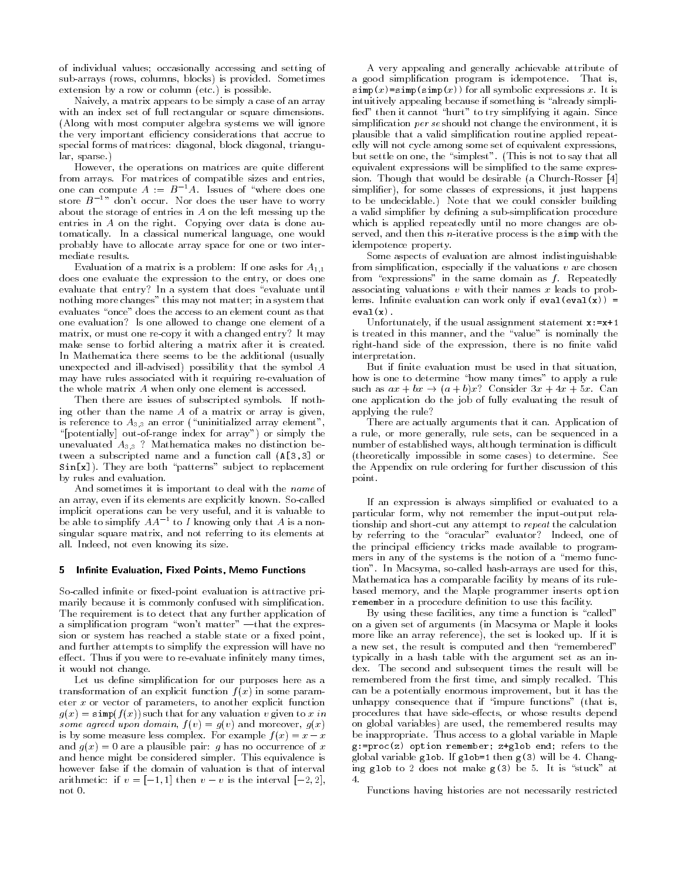of individual values; occasionally accessing and setting of sub-arrays (rows, columns, blocks) is provided. Sometimes extension by a row or column (etc.) is possible.

Naively, a matrix appears to be simply a case of an array with an index set of full rectangular or square dimensions. (Along with most computer algebra systems we will ignore the very important efficiency considerations that accrue to special forms of matrices: diagonal, block diagonal, triangular, sparse.)

However, the operations on matrices are quite different from arrays. For matrices of compatible sizes and entries, one can compute $A := B^{-1}A$. Issues of "where does one store $B^{-1}$" don't occur. Nor does the user have to worry about the storage of entries in $A$ on the left messing up the entries in $A$ on the right. Copying over data is done automatically. In a classical numerical language, one would probably have to allocate array space for one or two intermediate results.

Evaluation of a matrix is a problem: If one asks for $A_{1,1}$ does one evaluate the expression to the entry, or does one evaluate that entry? In a system that does "evaluate until nothing more changes" this may not matter; in a system that evaluates "once" does the access to an element count as that one evaluation? Is one allowed to change one element of a matrix, or must one re-copy it with a changed entry? It may make sense to forbid altering a matrix after it is created. In Mathematica there seems to be the additional (usually unexpected and ill-advised) possibility that the symbol $A$ may have rules associated with it requiring re-evaluation of the whole matrix $A$ when only one element is accessed.

Then there are issues of subscripted symbols. If nothing other than the name $A$ of a matrix or array is given, is reference to $A_{3,3}$ an error ("uninitialized array element", "[potentially] out-of-range index for array") or simply the unevaluated $A_{3,3}$ ? Mathematica makes no distinction between a subscripted name and a function call (`A[3,3]` or `Sin[x]`). They are both "patterns" subject to replacement by rules and evaluation.

And sometimes it is important to deal with the *name* of an array, even if its elements are explicitly known. So-called implicit operations can be very useful, and it is valuable to be able to simplify $AA^{-1}$ to $I$ knowing only that $A$ is a non-singular square matrix, and not referring to its elements at all. Indeed, not even knowing its size.

## 5 Infinite Evaluation, Fixed Points, Memo Functions

So-called infinite or fixed-point evaluation is attractive primarily because it is commonly confused with simplification. The requirement is to detect that any further application of a simplification program "won't matter" —that the expression or system has reached a stable state or a fixed point, and further attempts to simplify the expression will have no effect. Thus if you were to re-evaluate infinitely many times, it would not change.

Let us define simplification for our purposes here as a transformation of an explicit function $f(x)$ in some parameter $x$ or vector of parameters, to another explicit function $g(x) = \mathtt{simp}(f(x))$ such that for any valuation $v$ given to $x$ *in some agreed upon domain*, $f(v) = g(v)$ and moreover, $g(x)$ is by some measure less complex. For example $f(x) = x - x$ and $g(x) = 0$ are a plausible pair: $g$ has no occurrence of $x$ and hence might be considered simpler. This equivalence is however false if the domain of valuation is that of interval arithmetic: if $v = [-1, 1]$ then $v - v$ is the interval $[-2, 2]$, not 0.

A very appealing and generally achievable attribute of a good simplification program is idempotence. That is, $\mathtt{simp}(x)$=$\mathtt{simp}(\mathtt{simp}(x))$ for all symbolic expressions $x$. It is intuitively appealing because if something is "already simplified" then it cannot "hurt" to try simplifying it again. Since simplification *per se* should not change the environment, it is plausible that a valid simplification routine applied repeatedly will not cycle among some set of equivalent expressions, but settle on one, the "simplest". (This is not to say that all equivalent expressions will be simplified to the same expression. Though that would be desirable (a Church-Rosser [4] simplifier), for some classes of expressions, it just happens to be undecidable.) Note that we could consider building a valid simplifier by defining a sub-simplification procedure which is applied repeatedly until no more changes are observed, and then this $n$-iterative process is the `simp` with the idempotence property.

Some aspects of evaluation are almost indistinguishable from simplification, especially if the valuations $v$ are chosen from "expressions" in the same domain as $f$. Repeatedly associating valuations $v$ with their names $x$ leads to problems. Infinite evaluation can work only if `eval(eval(x)) = eval(x)`.

Unfortunately, if the usual assignment statement `x:=x+1` is treated in this manner, and the "value" is nominally the right-hand side of the expression, there is no finite valid interpretation.

But if finite evaluation must be used in that situation, how is one to determine "how many times" to apply a rule such as $ax + bx \rightarrow (a + b)x$? Consider $3x + 4x + 5x$. Can one application do the job of fully evaluating the result of applying the rule?

There are actually arguments that it can. Application of a rule, or more generally, rule sets, can be sequenced in a number of established ways, although termination is difficult (theoretically impossible in some cases) to determine. See the Appendix on rule ordering for further discussion of this point.

If an expression is always simplified or evaluated to a particular form, why not remember the input-output relationship and short-cut any attempt to *repeat* the calculation by referring to the "oracular" evaluator? Indeed, one of the principal efficiency tricks made available to programmers in any of the systems is the notion of a "memo function". In Macsyma, so-called hash-arrays are used for this, Mathematica has a comparable facility by means of its rule-based memory, and the Maple programmer inserts `option remember` in a procedure definition to use this facility.

By using these facilities, any time a function is "called" on a given set of arguments (in Macsyma or Maple it looks more like an array reference), the set is looked up. If it is a new set, the result is computed and then "remembered" typically in a hash table with the argument set as an index. The second and subsequent times the result will be remembered from the first time, and simply recalled. This can be a potentially enormous improvement, but it has the unhappy consequence that if "impure functions" (that is, procedures that have side-effects, or whose results depend on global variables) are used, the remembered results may be inappropriate. Thus access to a global variable in Maple `g:=proc(z) option remember; z+glob end;` refers to the global variable `glob`. If `glob=1` then `g(3)` will be 4. Changing `glob` to 2 does not make `g(3)` be 5. It is "stuck" at 4.

Functions having histories are not necessarily restricted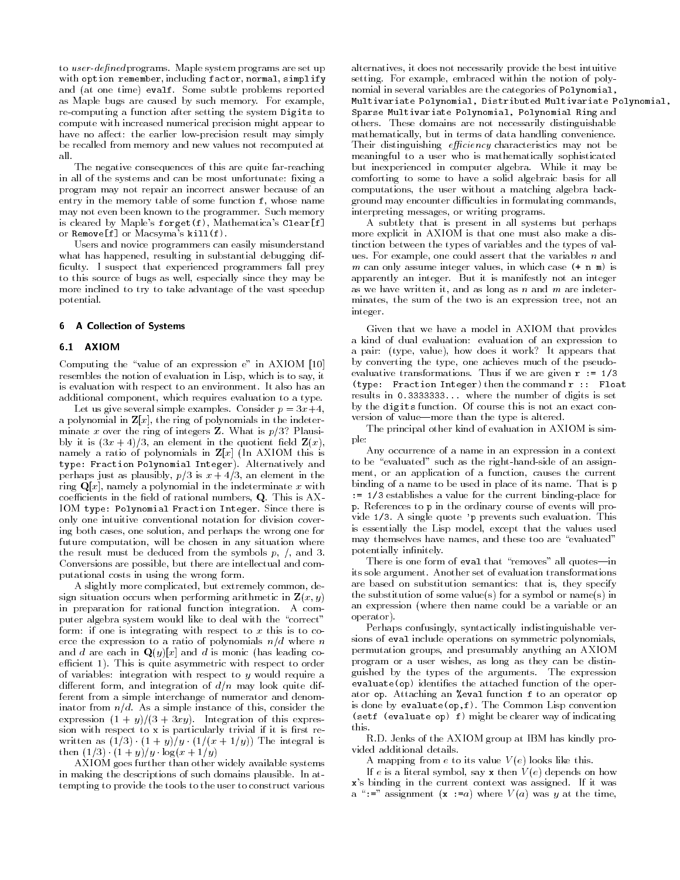to *user-defined* programs. Maple system programs are set up with `option remember`, including `factor`, `normal`, `simplify` and (at one time) `evalf`. Some subtle problems reported as Maple bugs are caused by such memory. For example, re-computing a function after setting the system `Digits` to compute with increased numerical precision might appear to have no affect: the earlier low-precision result may simply be recalled from memory and new values not recomputed at all.

The negative consequences of this are quite far-reaching in all of the systems and can be most unfortunate: fixing a program may not repair an incorrect answer because of an entry in the memory table of some function `f`, whose name may not even been known to the programmer. Such memory is cleared by Maple's `forget(f)`, Mathematica's `Clear[f]` or `Remove[f]` or Macsyma's `kill(f)`.

Users and novice programmers can easily misunderstand what has happened, resulting in substantial debugging difficulty. I suspect that experienced programmers fall prey to this source of bugs as well, especially since they may be more inclined to try to take advantage of the vast speedup potential.

## 6 A Collection of Systems

### 6.1 AXIOM

Computing the "value of an expression e" in AXIOM [10] resembles the notion of evaluation in Lisp, which is to say, it is evaluation with respect to an environment. It also has an additional component, which requires evaluation to a type.

Let us give several simple examples. Consider $p = 3x+4$, a polynomial in $\mathbf{Z}[x]$, the ring of polynomials in the indeterminate $x$ over the ring of integers $\mathbf{Z}$. What is $p/3$? Plausibly it is $(3x+4)/3$, an element in the quotient field $\mathbf{Z}(x)$, namely a ratio of polynomials in $\mathbf{Z}[x]$ (In AXIOM this is `type: Fraction Polynomial Integer`). Alternatively and perhaps just as plausibly, $p/3$ is $x+4/3$, an element in the ring $\mathbf{Q}[x]$, namely a polynomial in the indeterminate $x$ with coefficients in the field of rational numbers, $\mathbf{Q}$. This is AXIOM `type: Polynomial Fraction Integer`. Since there is only one intuitive conventional notation for division covering both cases, one solution, and perhaps the wrong one for future computation, will be chosen in any situation where the result must be deduced from the symbols $p$, $/$, and $3$. Conversions are possible, but there are intellectual and computational costs in using the wrong form.

A slightly more complicated, but extremely common, design situation occurs when performing arithmetic in $\mathbf{Z}(x,y)$ in preparation for rational function integration. A computer algebra system would like to deal with the "correct" form: if one is integrating with respect to $x$ this is to coerce the expression to a ratio of polynomials $n/d$ where $n$ and $d$ are each in $\mathbf{Q}(y)[x]$ and $d$ is monic (has leading coefficient 1). This is quite asymmetric with respect to order of variables: integration with respect to $y$ would require a different form, and integration of $d/n$ may look quite different from a simple interchange of numerator and denominator from $n/d$. As a simple instance of this, consider the expression $(1+y)/(3+3xy)$. Integration of this expression with respect to x is particularly trivial if it is first rewritten as $(1/3)\cdot(1+y)/y\cdot(1/(x+1/y))$ The integral is then $(1/3)\cdot(1+y)/y\cdot\log(x+1/y)$

AXIOM goes further than other widely available systems in making the descriptions of such domains plausible. In attempting to provide the tools to the user to construct various alternatives, it does not necessarily provide the best intuitive setting. For example, embraced within the notion of polynomial in several variables are the categories of `Polynomial`, `Multivariate Polynomial`, `Distributed Multivariate Polynomial`, `Sparse Multivariate Polynomial`, `Polynomial Ring` and others. These domains are not necessarily distinguishable mathematically, but in terms of data handling convenience. Their distinguishing *efficiency* characteristics may not be meaningful to a user who is mathematically sophisticated but inexperienced in computer algebra. While it may be comforting to some to have a solid algebraic basis for all computations, the user without a matching algebra background may encounter difficulties in formulating commands, interpreting messages, or writing programs.

A subtlety that is present in all systems but perhaps more explicit in AXIOM is that one must also make a distinction between the types of variables and the types of values. For example, one could assert that the variables $n$ and $m$ can only assume integer values, in which case `(+ n m)` is apparently an integer. But it is manifestly not an integer as we have written it, and as long as $n$ and $m$ are indeterminates, the sum of the two is an expression tree, not an integer.

Given that we have a model in AXIOM that provides a kind of dual evaluation: evaluation of an expression to a pair: (type, value), how does it work? It appears that by converting the type, one achieves much of the pseudo-evaluative transformations. Thus if we are given `r := 1/3` `(type: Fraction Integer)` then the command `r :: Float` results in `0.3333333...` where the number of digits is set by the `digits` function. Of course this is not an exact conversion of value—more than the type is altered.

The principal other kind of evaluation in AXIOM is simple:

Any occurrence of a name in an expression in a context to be "evaluated" such as the right-hand-side of an assignment, or an application of a function, causes the current binding of a name to be used in place of its name. That is `p := 1/3` establishes a value for the current binding-place for `p`. References to `p` in the ordinary course of events will provide `1/3`. A single quote `'p` prevents such evaluation. This is essentially the Lisp model, except that the values used may themselves have names, and these too are "evaluated" potentially infinitely.

There is one form of `eval` that "removes" all quotes—in its sole argument. Another set of evaluation transformations are based on substitution semantics: that is, they specify the substitution of some value(s) for a symbol or name(s) in an expression (where then name could be a variable or an operator).

Perhaps confusingly, syntactically indistinguishable versions of `eval` include operations on symmetric polynomials, permutation groups, and presumably anything an AXIOM program or a user wishes, as long as they can be distinguished by the types of the arguments. The expression `evaluate(op)` identifies the attached function of the operator `op`. Attaching an `%eval` function `f` to an operator `op` is done by `evaluate(op,f)`. The Common Lisp convention `(setf (evaluate op) f)` might be clearer way of indicating this.

R.D. Jenks of the AXIOM group at IBM has kindly provided additional details.

A mapping from $e$ to its value $V(e)$ looks like this.

If $e$ is a literal symbol, say `x` then $V(e)$ depends on how `x`'s binding in the current context was assigned. If it was a "`:=`" assignment (`x :=`$a$) where $V(a)$ was $y$ at the time,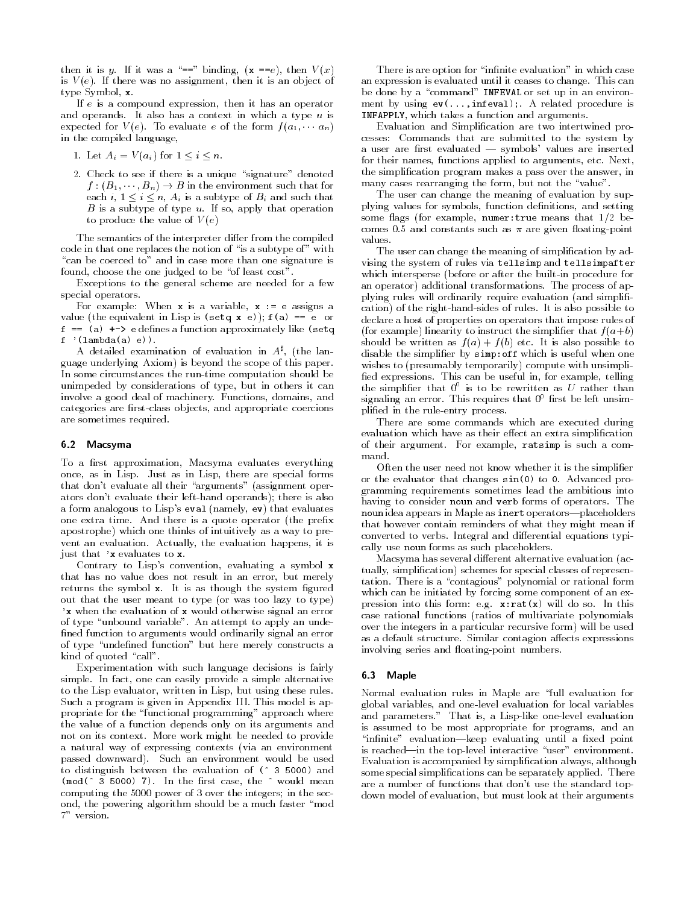then it is $y$. If it was a "==" binding, (`x ==`$e$), then $V(x)$ is $V(e)$. If there was no assignment, then it is an object of type Symbol, `x`.

If $e$ is a compound expression, then it has an operator and operands. It also has a context in which a type $u$ is expected for $V(e)$. To evaluate $e$ of the form $f(a_1, \cdots a_n)$ in the compiled language,

1. Let $A_i = V(a_i)$ for $1 \leq i \leq n$.
2. Check to see if there is a unique "signature" denoted $f : (B_1, \cdots, B_n) \rightarrow B$ in the environment such that for each $i$, $1 \leq i \leq n$, $A_i$ is a subtype of $B_i$ and such that $B$ is a subtype of type $u$. If so, apply that operation to produce the value of $V(e)$

The semantics of the interpreter differ from the compiled code in that one replaces the notion of "is a subtype of" with "can be coerced to" and in case more than one signature is found, choose the one judged to be "of least cost".

Exceptions to the general scheme are needed for a few special operators.

For example: When `x` is a variable, `x := e` assigns a value (the equivalent in Lisp is `(setq x e)`); `f(a) == e` or `f == (a) +-> e` defines a function approximately like `(setq f '(lambda(a) e))`.

A detailed examination of evaluation in $A^\sharp$, (the language underlying Axiom) is beyond the scope of this paper. In some circumstances the run-time computation should be unimpeded by considerations of type, but in others it can involve a good deal of machinery. Functions, domains, and categories are first-class objects, and appropriate coercions are sometimes required.

## 6.2 Macsyma

To a first approximation, Macsyma evaluates everything once, as in Lisp. Just as in Lisp, there are special forms that don't evaluate all their "arguments" (assignment operators don't evaluate their left-hand operands); there is also a form analogous to Lisp's `eval` (namely, `ev`) that evaluates one extra time. And there is a quote operator (the prefix apostrophe) which one thinks of intuitively as a way to prevent an evaluation. Actually, the evaluation happens, it is just that `'x` evaluates to `x`.

Contrary to Lisp's convention, evaluating a symbol `x` that has no value does not result in an error, but merely returns the symbol `x`. It is as though the system figured out that the user meant to type (or was too lazy to type) `'x` when the evaluation of `x` would otherwise signal an error of type "unbound variable". An attempt to apply an undefined function to arguments would ordinarily signal an error of type "undefined function" but here merely constructs a kind of quoted "call".

Experimentation with such language decisions is fairly simple. In fact, one can easily provide a simple alternative to the Lisp evaluator, written in Lisp, but using these rules. Such a program is given in Appendix III. This model is appropriate for the "functional programming" approach where the value of a function depends only on its arguments and not on its context. More work might be needed to provide a natural way of expressing contexts (via an environment passed downward). Such an environment would be used to distinguish between the evaluation of `(^ 3 5000)` and `(mod(^ 3 5000) 7)`. In the first case, the `^` would mean computing the 5000 power of 3 over the integers; in the second, the powering algorithm should be a much faster "mod 7" version.

There is are option for "infinite evaluation" in which case an expression is evaluated until it ceases to change. This can be done by a "command" `INFEVAL` or set up in an environment by using `ev(...,infeval);`. A related procedure is `INFAPPLY`, which takes a function and arguments.

Evaluation and Simplification are two intertwined processes: Commands that are submitted to the system by a user are first evaluated — symbols' values are inserted for their names, functions applied to arguments, etc. Next, the simplification program makes a pass over the answer, in many cases rearranging the form, but not the "value".

The user can change the meaning of evaluation by supplying values for symbols, function definitions, and setting some flags (for example, `numer:true` means that 1/2 becomes 0.5 and constants such as $\pi$ are given floating-point values.

The user can change the meaning of simplification by advising the system of rules via `tellsimp` and `tellsimpafter` which intersperse (before or after the built-in procedure for an operator) additional transformations. The process of applying rules will ordinarily require evaluation (and simplification) of the right-hand-sides of rules. It is also possible to declare a host of properties on operators that impose rules of (for example) linearity to instruct the simplifier that $f(a+b)$ should be written as $f(a) + f(b)$ etc. It is also possible to disable the simplifier by `simp:off` which is useful when one wishes to (presumably temporarily) compute with unsimplified expressions. This can be useful in, for example, telling the simplifier that $0^0$ is to be rewritten as $U$ rather than signaling an error. This requires that $0^0$ first be left unsimplified in the rule-entry process.

There are some commands which are executed during evaluation which have as their effect an extra simplification of their argument. For example, `ratsimp` is such a command.

Often the user need not know whether it is the simplifier or the evaluator that changes `sin(0)` to `0`. Advanced programming requirements sometimes lead the ambitious into having to consider `noun` and `verb` forms of operators. The `noun` idea appears in Maple as `inert` operators—placeholders that however contain reminders of what they might mean if converted to verbs. Integral and differential equations typically use `noun` forms as such placeholders.

Macsyma has several different alternative evaluation (actually, simplification) schemes for special classes of representation. There is a "contagious" polynomial or rational form which can be initiated by forcing some component of an expression into this form: e.g. `x:rat(x)` will do so. In this case rational functions (ratios of multivariate polynomials over the integers in a particular recursive form) will be used as a default structure. Similar contagion affects expressions involving series and floating-point numbers.

## 6.3 Maple

Normal evaluation rules in Maple are "full evaluation for global variables, and one-level evaluation for local variables and parameters." That is, a Lisp-like one-level evaluation is assumed to be most appropriate for programs, and an "infinite" evaluation—keep evaluating until a fixed point is reached—in the top-level interactive "user" environment. Evaluation is accompanied by simplification always, although some special simplifications can be separately applied. There are a number of functions that don't use the standard top-down model of evaluation, but must look at their arguments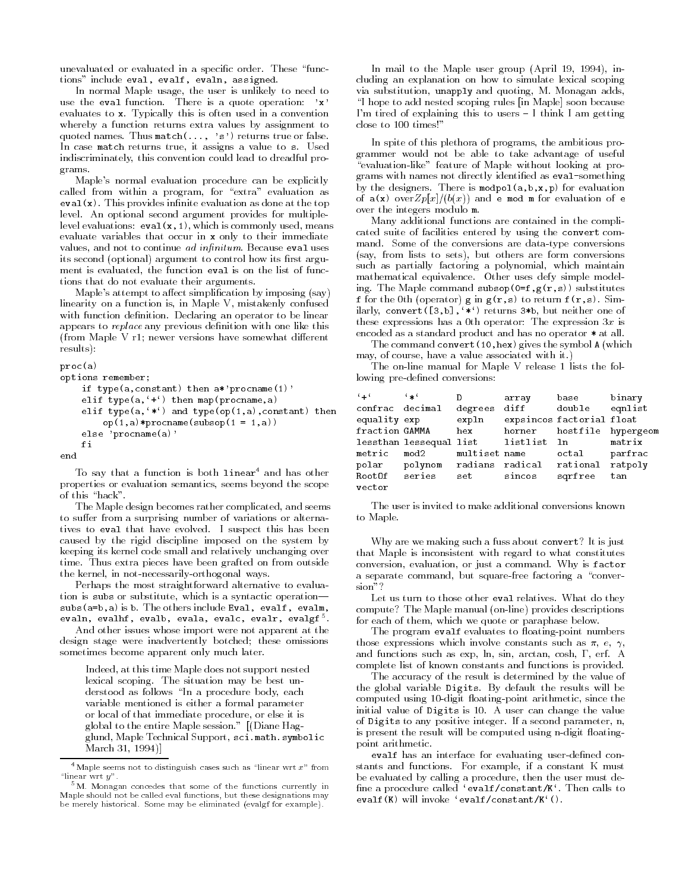unevaluated or evaluated in a specific order. These "functions" include `eval, evalf, evaln, assigned`.

In normal Maple usage, the user is unlikely to need to use the `eval` function. There is a quote operation: `'x'` evaluates to `x`. Typically this is often used in a convention whereby a function returns extra values by assignment to quoted names. Thus `match(..., 's')` returns true or false. In case `match` returns true, it assigns a value to `s`. Used indiscriminately, this convention could lead to dreadful programs.

Maple's normal evaluation procedure can be explicitly called from within a program, for "extra" evaluation as `eval(x)`. This provides infinite evaluation as done at the top level. An optional second argument provides for multiple-level evaluations: `eval(x,1)`, which is commonly used, means evaluate variables that occur in `x` only to their immediate values, and not to continue *ad infinitum*. Because `eval` uses its second (optional) argument to control how its first argument is evaluated, the function `eval` is on the list of functions that do not evaluate their arguments.

Maple's attempt to affect simplification by imposing (say) linearity on a function is, in Maple V, mistakenly confused with function definition. Declaring an operator to be linear appears to *replace* any previous definition with one like this (from Maple V r1; newer versions have somewhat different results):

```
proc(a)
options remember;
    if type(a,constant) then a*'procname(1)'
    elif type(a,`+`) then map(procname,a)
    elif type(a,`*`) and type(op(1,a),constant) then
        op(1,a)*procname(subsop(1 = 1,a))
    else 'procname(a)'
    fi
end
```

To say that a function is both `linear`[4] and has other properties or evaluation semantics, seems beyond the scope of this "hack".

The Maple design becomes rather complicated, and seems to suffer from a surprising number of variations or alternatives to `eval` that have evolved. I suspect this has been caused by the rigid discipline imposed on the system by keeping its kernel code small and relatively unchanging over time. Thus extra pieces have been grafted on from outside the kernel, in not-necessarily-orthogonal ways.

Perhaps the most straightforward alternative to evaluation is `subs` or substitute, which is a syntactic operation—`subs(a=b,a)` is `b`. The others include `Eval, evalf, evalm, evaln, evalhf, evalb, evala, evalc, evalr, evalgf`[5].

And other issues whose import were not apparent at the design stage were inadvertently botched; these omissions sometimes become apparent only much later.

> Indeed, at this time Maple does not support nested lexical scoping. The situation may be best understood as follows "In a procedure body, each variable mentioned is either a formal parameter or local of that immediate procedure, or else it is global to the entire Maple session." [(Diane Hagglund, Maple Technical Support, `sci.math.symbolic` March 31, 1994)]

In mail to the Maple user group (April 19, 1994), including an explanation on how to simulate lexical scoping via substitution, `unapply` and quoting, M. Monagan adds, "I hope to add nested scoping rules [in Maple] soon because I'm tired of explaining this to users – I think I am getting close to 100 times!"

In spite of this plethora of programs, the ambitious programmer would not be able to take advantage of useful "evaluation-like" feature of Maple without looking at programs with names not directly identified as `eval`-something by the designers. There is `modpol(a,b,x,p)` for evaluation of `a(x)` over $Zp[x]/(b(x))$ and `e mod m` for evaluation of `e` over the integers modulo `m`.

Many additional functions are contained in the complicated suite of facilities entered by using the `convert` command. Some of the conversions are data-type conversions (say, from lists to sets), but others are form conversions such as partially factoring a polynomial, which maintain mathematical equivalence. Other uses defy simple modeling. The Maple command `subsop(0=f,g(r,s))` substitutes `f` for the 0th (operator) `g` in `g(r,s)` to return `f(r,s)`. Similarly, `convert([3,b],`*`)` returns `3*b`, but neither one of these expressions has a 0th operator: The expression $3x$ is encoded as a standard product and has no operator `*` at all.

The command `convert(10,hex)` gives the symbol `A` (which may, of course, have a value associated with it.)

The on-line manual for Maple V release 1 lists the following pre-defined conversions:

| | | | | | |
|---|---|---|---|---|---|
| `+` | `*` | D | array | base | binary |
| confrac | decimal | degrees | diff | double | eqnlist |
| equality | exp | expln | expsincos | factorial | float |
| fraction | GAMMA | hex | horner | hostfile | hypergeom |
| lessthan | lessequal | list | listlist | ln | matrix |
| metric | mod2 | multiset | name | octal | parfrac |
| polar | polynom | radians | radical | rational | ratpoly |
| RootOf | series | set | sincos | sqrfree | tan |
| vector | | | | | |

The user is invited to make additional conversions known to Maple.

Why are we making such a fuss about `convert`? It is just that Maple is inconsistent with regard to what constitutes conversion, evaluation, or just a command. Why is `factor` a separate command, but square-free factoring a "conversion"?

Let us turn to those other `eval` relatives. What do they compute? The Maple manual (on-line) provides descriptions for each of them, which we quote or paraphase below.

The program `evalf` evaluates to floating-point numbers those expressions which involve constants such as $\pi$, $e$, $\gamma$, and functions such as exp, ln, sin, arctan, cosh, $\Gamma$, erf. A complete list of known constants and functions is provided.

The accuracy of the result is determined by the value of the global variable `Digits`. By default the results will be computed using 10-digit floating-point arithmetic, since the initial value of `Digits` is 10. A user can change the value of `Digits` to any positive integer. If a second parameter, n, is present the result will be computed using n-digit floating-point arithmetic.

`evalf` has an interface for evaluating user-defined constants and functions. For example, if a constant `K` must be evaluated by calling a procedure, then the user must define a procedure called `` `evalf/constant/K` ``. Then calls to `evalf(K)` will invoke `` `evalf/constant/K`() ``.

[4] Maple seems not to distinguish cases such as "linear wrt $x$" from "linear wrt $y$".

[5] M. Monagan concedes that some of the functions currently in Maple should not be called eval functions, but these designations may be merely historical. Some may be eliminated (evalgf for example).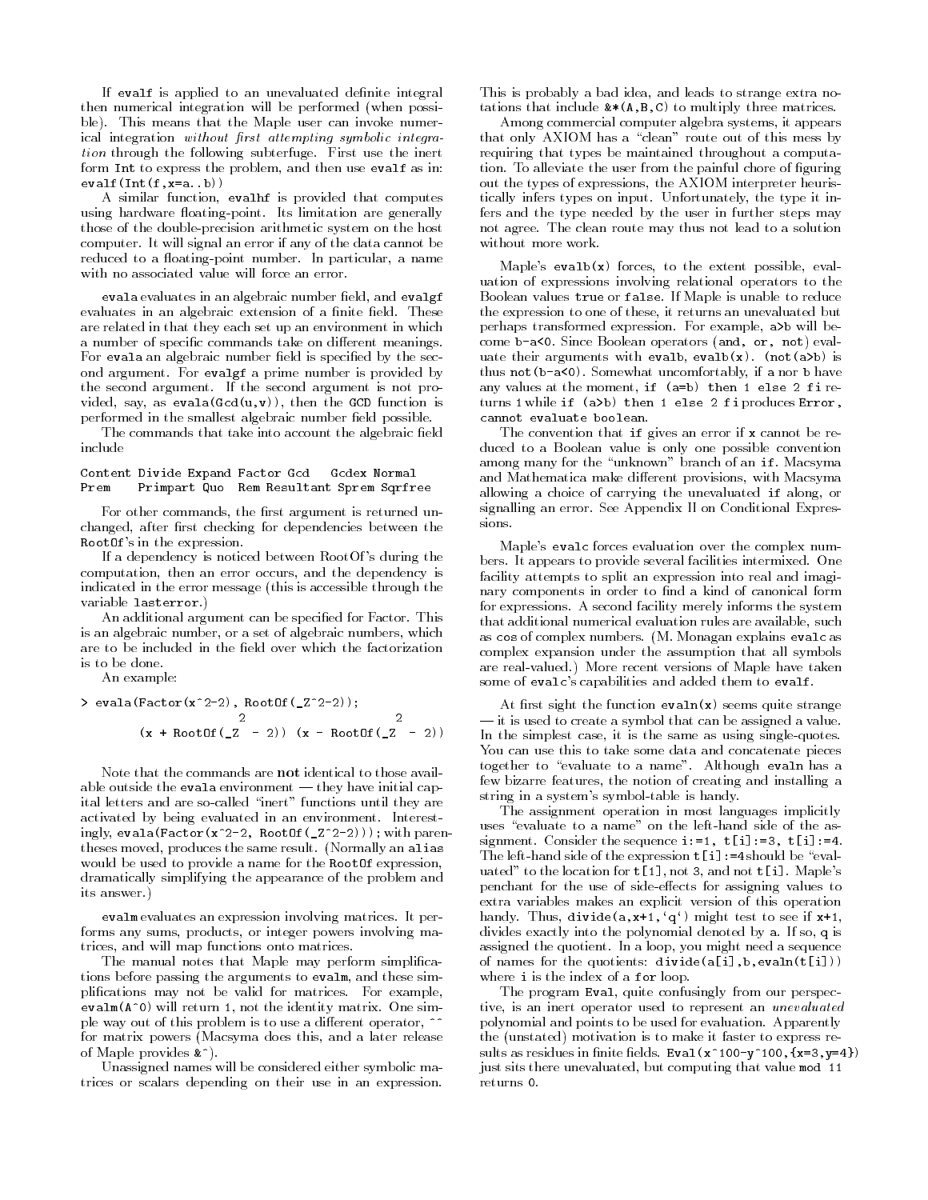If `evalf` is applied to an unevaluated definite integral then numerical integration will be performed (when possible). This means that the Maple user can invoke numerical integration *without first attempting symbolic integration* through the following subterfuge. First use the inert form `Int` to express the problem, and then use `evalf` as in: `evalf(Int(f,x=a..b))`

A similar function, `evalhf` is provided that computes using hardware floating-point. Its limitation are generally those of the double-precision arithmetic system on the host computer. It will signal an error if any of the data cannot be reduced to a floating-point number. In particular, a name with no associated value will force an error.

`evala` evaluates in an algebraic number field, and `evalgf` evaluates in an algebraic extension of a finite field. These are related in that they each set up an environment in which a number of specific commands take on different meanings. For `evala` an algebraic number field is specified by the second argument. For `evalgf` a prime number is provided by the second argument. If the second argument is not provided, say, as `evala(Gcd(u,v))`, then the GCD function is performed in the smallest algebraic number field possible.

The commands that take into account the algebraic field include

```
Content Divide Expand Factor Gcd   Gcdex Normal
Prem    Primpart Quo  Rem Resultant Sprem Sqrfree
```

For other commands, the first argument is returned unchanged, after first checking for dependencies between the `RootOf`'s in the expression.

If a dependency is noticed between RootOf's during the computation, then an error occurs, and the dependency is indicated in the error message (this is accessible through the variable `lasterror`.)

An additional argument can be specified for Factor. This is an algebraic number, or a set of algebraic numbers, which are to be included in the field over which the factorization is to be done.

An example:

```
> evala(Factor(x^2-2), RootOf(_Z^2-2));
                        2                       2
        (x + RootOf(_Z  - 2)) (x - RootOf(_Z  - 2))
```

Note that the commands are **not** identical to those available outside the `evala` environment — they have initial capital letters and are so-called "inert" functions until they are activated by being evaluated in an environment. Interestingly, `evala(Factor(x^2-2, RootOf(_Z^2-2)));` with parentheses moved, produces the same result. (Normally an `alias` would be used to provide a name for the `RootOf` expression, dramatically simplifying the appearance of the problem and its answer.)

`evalm` evaluates an expression involving matrices. It performs any sums, products, or integer powers involving matrices, and will map functions onto matrices.

The manual notes that Maple may perform simplifications before passing the arguments to `evalm`, and these simplifications may not be valid for matrices. For example, `evalm(A^0)` will return 1, not the identity matrix. One simple way out of this problem is to use a different operator, `^^` for matrix powers (Macsyma does this, and a later release of Maple provides `&^`).

Unassigned names will be considered either symbolic matrices or scalars depending on their use in an expression. This is probably a bad idea, and leads to strange extra notations that include `&*(A,B,C)` to multiply three matrices.

Among commercial computer algebra systems, it appears that only AXIOM has a "clean" route out of this mess by requiring that types be maintained throughout a computation. To alleviate the user from the painful chore of figuring out the types of expressions, the AXIOM interpreter heuristically infers types on input. Unfortunately, the type it infers and the type needed by the user in further steps may not agree. The clean route may thus not lead to a solution without more work.

Maple's `evalb(x)` forces, to the extent possible, evaluation of expressions involving relational operators to the Boolean values `true` or `false`. If Maple is unable to reduce the expression to one of these, it returns an unevaluated but perhaps transformed expression. For example, `a>b` will become `b-a<0`. Since Boolean operators (`and, or, not`) evaluate their arguments with `evalb`, `evalb(x)`. `(not(a>b)` is thus `not(b-a<0)`. Somewhat uncomfortably, if `a` nor `b` have any values at the moment, `if (a=b) then 1 else 2 fi` returns 1 while `if (a>b) then 1 else 2 fi` produces `Error, cannot evaluate boolean`.

The convention that `if` gives an error if `x` cannot be reduced to a Boolean value is only one possible convention among many for the "unknown" branch of an `if`. Macsyma and Mathematica make different provisions, with Macsyma allowing a choice of carrying the unevaluated `if` along, or signalling an error. See Appendix II on Conditional Expressions.

Maple's `evalc` forces evaluation over the complex numbers. It appears to provide several facilities intermixed. One facility attempts to split an expression into real and imaginary components in order to find a kind of canonical form for expressions. A second facility merely informs the system that additional numerical evaluation rules are available, such as `cos` of complex numbers. (M. Monagan explains `evalc` as complex expansion under the assumption that all symbols are real-valued.) More recent versions of Maple have taken some of `evalc`'s capabilities and added them to `evalf`.

At first sight the function `evaln(x)` seems quite strange — it is used to create a symbol that can be assigned a value. In the simplest case, it is the same as using single-quotes. You can use this to take some data and concatenate pieces together to "evaluate to a name". Although `evaln` has a few bizarre features, the notion of creating and installing a string in a system's symbol-table is handy.

The assignment operation in most languages implicitly uses "evaluate to a name" on the left-hand side of the assignment. Consider the sequence `i:=1, t[i]:=3, t[i]:=4`. The left-hand side of the expression `t[i]:=4` should be "evaluated" to the location for `t[1]`, not 3, and not `t[i]`. Maple's penchant for the use of side-effects for assigning values to extra variables makes an explicit version of this operation handy. Thus, `divide(a,x+1,'q')` might test to see if `x+1`, divides exactly into the polynomial denoted by `a`. If so, `q` is assigned the quotient. In a loop, you might need a sequence of names for the quotients: `divide(a[i],b,evaln(t[i]))` where `i` is the index of a `for` loop.

The program `Eval`, quite confusingly from our perspective, is an inert operator used to represent an *unevaluated* polynomial and points to be used for evaluation. Apparently the (unstated) motivation is to make it faster to express results as residues in finite fields. `Eval(x^100-y^100,{x=3,y=4})` just sits there unevaluated, but computing that value `mod 11` returns 0.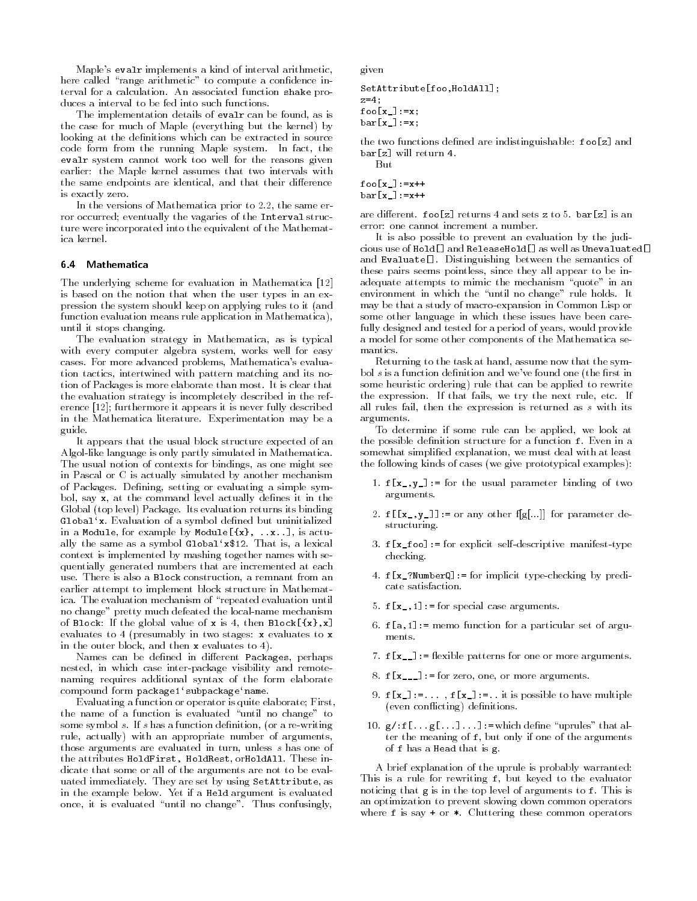Maple's `evalr` implements a kind of interval arithmetic, here called "range arithmetic" to compute a confidence interval for a calculation. An associated function `shake` produces a interval to be fed into such functions.

The implementation details of `evalr` can be found, as is the case for much of Maple (everything but the kernel) by looking at the definitions which can be extracted in source code form from the running Maple system. In fact, the `evalr` system cannot work too well for the reasons given earlier: the Maple kernel assumes that two intervals with the same endpoints are identical, and that their difference is exactly zero.

In the versions of Mathematica prior to 2.2, the same error occurred; eventually the vagaries of the `Interval` structure were incorporated into the equivalent of the Mathematica kernel.

### 6.4 Mathematica

The underlying scheme for evaluation in Mathematica [12] is based on the notion that when the user types in an expression the system should keep on applying rules to it (and function evaluation means rule application in Mathematica), until it stops changing.

The evaluation strategy in Mathematica, as is typical with every computer algebra system, works well for easy cases. For more advanced problems, Mathematica's evaluation tactics, intertwined with pattern matching and its notion of Packages is more elaborate than most. It is clear that the evaluation strategy is incompletely described in the reference [12]; furthermore it appears it is never fully described in the Mathematica literature. Experimentation may be a guide.

It appears that the usual block structure expected of an Algol-like language is only partly simulated in Mathematica. The usual notion of contexts for bindings, as one might see in Pascal or C is actually simulated by another mechanism of Packages. Defining, setting or evaluating a simple symbol, say `x`, at the command level actually defines it in the Global (top level) Package. Its evaluation returns its binding ``Global`x``. Evaluation of a symbol defined but uninitialized in a `Module`, for example by `Module[{x}, ..x..]`, is actually the same as a symbol ``Global`x$12``. That is, a lexical context is implemented by mashing together names with sequentially generated numbers that are incremented at each use. There is also a `Block` construction, a remnant from an earlier attempt to implement block structure in Mathematica. The evaluation mechanism of "repeated evaluation until no change" pretty much defeated the local-name mechanism of `Block`: If the global value of `x` is 4, then `Block[{x},x]` evaluates to 4 (presumably in two stages: `x` evaluates to `x` in the outer block, and then `x` evaluates to 4).

Names can be defined in different `Packages`, perhaps nested, in which case inter-package visibility and remote-naming requires additional syntax of the form elaborate compound form ``package1`subpackage`name``.

Evaluating a function or operator is quite elaborate; First, the name of a function is evaluated "until no change" to some symbol $s$. If $s$ has a function definition, (or a re-writing rule, actually) with an appropriate number of arguments, those arguments are evaluated in turn, unless $s$ has one of the attributes `HoldFirst`, `HoldRest`, or`HoldAll`. These indicate that some or all of the arguments are not to be evaluated immediately. They are set by using `SetAttribute`, as in the example below. Yet if a `Held` argument is evaluated once, it is evaluated "until no change". Thus confusingly, given

```
SetAttribute[foo,HoldAll];
z=4;
foo[x_]:=x;
bar[x_]:=x;
```

the two functions defined are indistinguishable: `foo[z]` and `bar[z]` will return 4.

But

```
foo[x_]:=x++
bar[x_]:=x++
```

are different. `foo[z]` returns 4 and sets `z` to 5. `bar[z]` is an error: one cannot increment a number.

It is also possible to prevent an evaluation by the judicious use of `Hold[]` and `ReleaseHold[]` as well as `Unevaluated[]` and `Evaluate[]`. Distinguishing between the semantics of these pairs seems pointless, since they all appear to be inadequate attempts to mimic the mechanism "quote" in an environment in which the "until no change" rule holds. It may be that a study of macro-expansion in Common Lisp or some other language in which these issues have been carefully designed and tested for a period of years, would provide a model for some other components of the Mathematica semantics.

Returning to the task at hand, assume now that the symbol $s$ is a function definition and we've found one (the first in some heuristic ordering) rule that can be applied to rewrite the expression. If that fails, we try the next rule, etc. If all rules fail, then the expression is returned as $s$ with its arguments.

To determine if some rule can be applied, we look at the possible definition structure for a function `f`. Even in a somewhat simplified explanation, we must deal with at least the following kinds of cases (we give prototypical examples):

1. `f[x_,y_]:=` for the usual parameter binding of two arguments.
2. `f[[x_,y_]]:=` or any other f[g[...]] for parameter destructuring.
3. `f[x_foo]:=` for explicit self-descriptive manifest-type checking.
4. `f[x_?NumberQ]:=` for implicit type-checking by predicate satisfaction.
5. `f[x_,1]:=` for special case arguments.
6. `f[a,1]:=` memo function for a particular set of arguments.
7. `f[x__]:=` flexible patterns for one or more arguments.
8. `f[x___]:=` for zero, one, or more arguments.
9. `f[x_]:=... , f[x_]:=..` it is possible to have multiple (even conflicting) definitions.
10. `g/:f[...g[...]...]:=` which define "uprules" that alter the meaning of `f`, but only if one of the arguments of `f` has a `Head` that is `g`.

A brief explanation of the uprule is probably warranted: This is a rule for rewriting `f`, but keyed to the evaluator noticing that `g` is in the top level of arguments to `f`. This is an optimization to prevent slowing down common operators where `f` is say `+` or `*`. Cluttering these common operators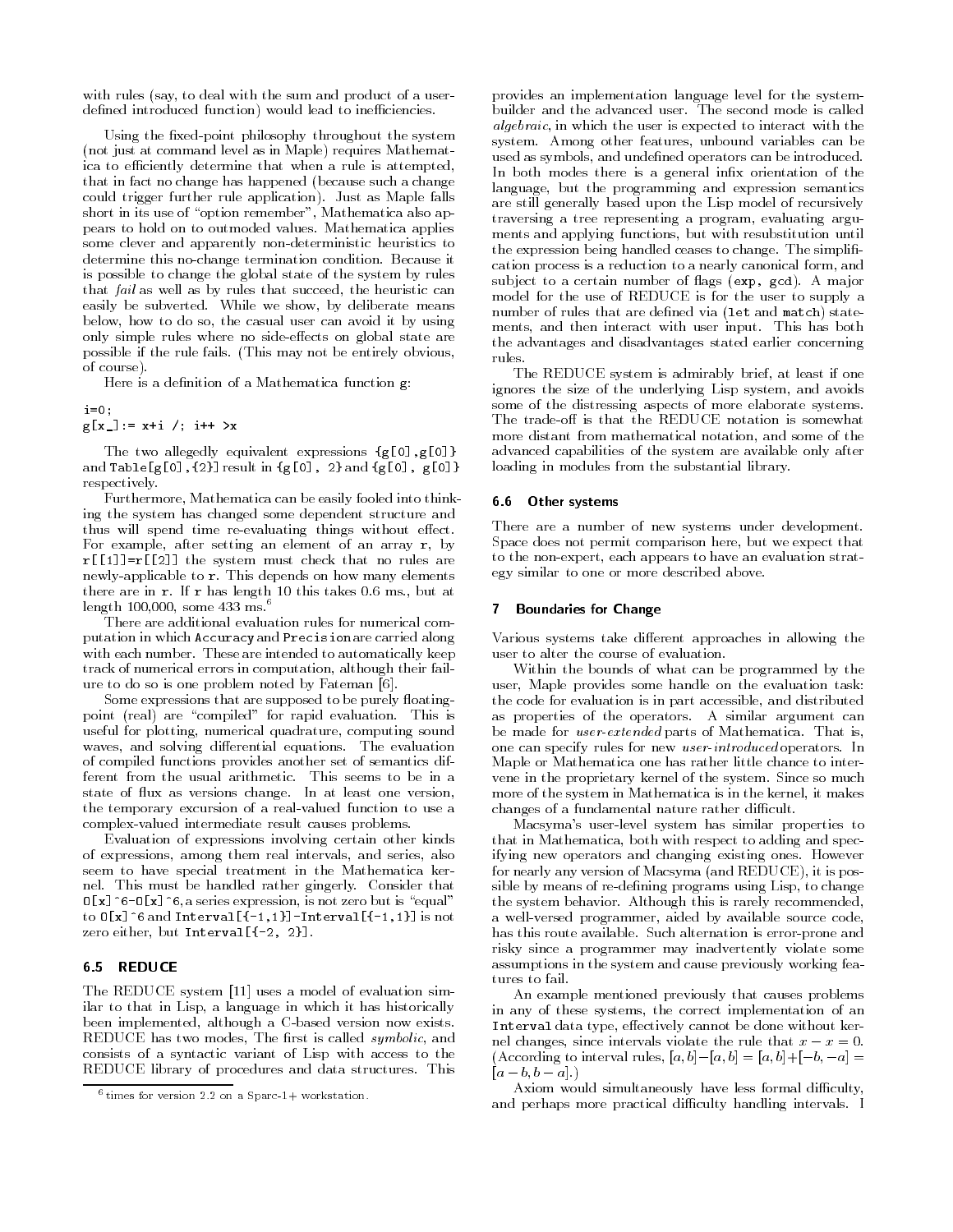with rules (say, to deal with the sum and product of a user-defined introduced function) would lead to inefficiencies.

Using the fixed-point philosophy throughout the system (not just at command level as in Maple) requires Mathematica to efficiently determine that when a rule is attempted, that in fact no change has happened (because such a change could trigger further rule application). Just as Maple falls short in its use of "option remember", Mathematica also appears to hold on to outmoded values. Mathematica applies some clever and apparently non-deterministic heuristics to determine this no-change termination condition. Because it is possible to change the global state of the system by rules that *fail* as well as by rules that succeed, the heuristic can easily be subverted. While we show, by deliberate means below, how to do so, the casual user can avoid it by using only simple rules where no side-effects on global state are possible if the rule fails. (This may not be entirely obvious, of course).

Here is a definition of a Mathematica function g:

```
i=0;
g[x_]:= x+i /; i++ >x
```

The two allegedly equivalent expressions `{g[0],g[0]}` and `Table[g[0],{2}]` result in `{g[0], 2}` and `{g[0], g[0]}` respectively.

Furthermore, Mathematica can be easily fooled into thinking the system has changed some dependent structure and thus will spend time re-evaluating things without effect. For example, after setting an element of an array `r`, by `r[[1]]=r[[2]]` the system must check that no rules are newly-applicable to `r`. This depends on how many elements there are in `r`. If `r` has length 10 this takes 0.6 ms., but at length 100,000, some 433 ms.[6]

There are additional evaluation rules for numerical computation in which `Accuracy` and `Precision` are carried along with each number. These are intended to automatically keep track of numerical errors in computation, although their failure to do so is one problem noted by Fateman [6].

Some expressions that are supposed to be purely floating-point (real) are "compiled" for rapid evaluation. This is useful for plotting, numerical quadrature, computing sound waves, and solving differential equations. The evaluation of compiled functions provides another set of semantics different from the usual arithmetic. This seems to be in a state of flux as versions change. In at least one version, the temporary excursion of a real-valued function to use a complex-valued intermediate result causes problems.

Evaluation of expressions involving certain other kinds of expressions, among them real intervals, and series, also seem to have special treatment in the Mathematica kernel. This must be handled rather gingerly. Consider that `O[x]^6-O[x]^6`, a series expression, is not zero but is "equal" to `O[x]^6` and `Interval[{-1,1}]-Interval[{-1,1}]` is not zero either, but `Interval[{-2, 2}]`.

### 6.5 REDUCE

The REDUCE system [11] uses a model of evaluation similar to that in Lisp, a language in which it has historically been implemented, although a C-based version now exists. REDUCE has two modes, The first is called *symbolic*, and consists of a syntactic variant of Lisp with access to the REDUCE library of procedures and data structures. This provides an implementation language level for the system-builder and the advanced user. The second mode is called *algebraic*, in which the user is expected to interact with the system. Among other features, unbound variables can be used as symbols, and undefined operators can be introduced. In both modes there is a general infix orientation of the language, but the programming and expression semantics are still generally based upon the Lisp model of recursively traversing a tree representing a program, evaluating arguments and applying functions, but with resubstitution until the expression being handled ceases to change. The simplification process is a reduction to a nearly canonical form, and subject to a certain number of flags (`exp`, `gcd`). A major model for the use of REDUCE is for the user to supply a number of rules that are defined via (`let` and `match`) statements, and then interact with user input. This has both the advantages and disadvantages stated earlier concerning rules.

The REDUCE system is admirably brief, at least if one ignores the size of the underlying Lisp system, and avoids some of the distressing aspects of more elaborate systems. The trade-off is that the REDUCE notation is somewhat more distant from mathematical notation, and some of the advanced capabilities of the system are available only after loading in modules from the substantial library.

### 6.6 Other systems

There are a number of new systems under development. Space does not permit comparison here, but we expect that to the non-expert, each appears to have an evaluation strategy similar to one or more described above.

## 7 Boundaries for Change

Various systems take different approaches in allowing the user to alter the course of evaluation.

Within the bounds of what can be programmed by the user, Maple provides some handle on the evaluation task: the code for evaluation is in part accessible, and distributed as properties of the operators. A similar argument can be made for *user-extended* parts of Mathematica. That is, one can specify rules for new *user-introduced* operators. In Maple or Mathematica one has rather little chance to intervene in the proprietary kernel of the system. Since so much more of the system in Mathematica is in the kernel, it makes changes of a fundamental nature rather difficult.

Macsyma's user-level system has similar properties to that in Mathematica, both with respect to adding and specifying new operators and changing existing ones. However for nearly any version of Macsyma (and REDUCE), it is possible by means of re-defining programs using Lisp, to change the system behavior. Although this is rarely recommended, a well-versed programmer, aided by available source code, has this route available. Such alternation is error-prone and risky since a programmer may inadvertently violate some assumptions in the system and cause previously working features to fail.

An example mentioned previously that causes problems in any of these systems, the correct implementation of an `Interval` data type, effectively cannot be done without kernel changes, since intervals violate the rule that $x - x = 0$. (According to interval rules, $[a, b] - [a, b] = [a, b] + [-b, -a] = [a - b, b - a]$.)

Axiom would simultaneously have less formal difficulty, and perhaps more practical difficulty handling intervals. I

[6] times for version 2.2 on a Sparc-1+ workstation.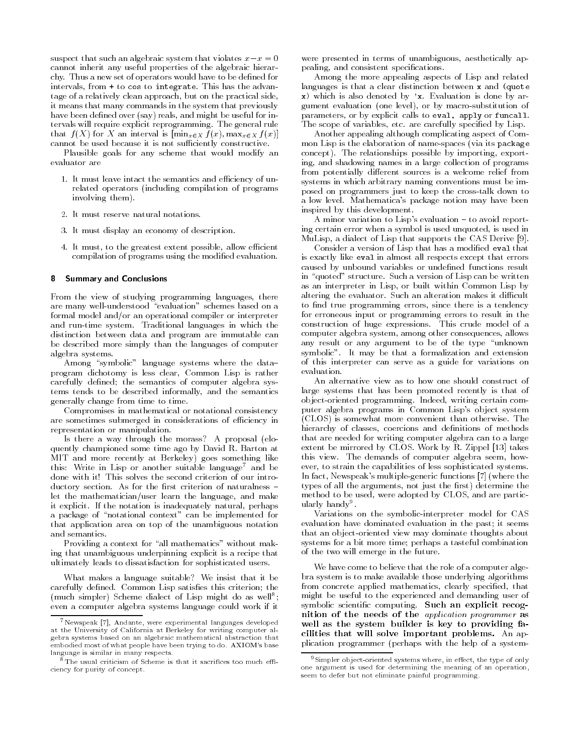suspect that such an algebraic system that violates $x - x = 0$ cannot inherit any useful properties of the algebraic hierarchy. Thus a new set of operators would have to be defined for intervals, from `+` to `cos` to `integrate`. This has the advantage of a relatively clean approach, but on the practical side, it means that many commands in the system that previously have been defined over (say) reals, and might be useful for intervals will require explicit reprogramming. The general rule that $f(X)$ for $X$ an interval is $[\min_{x \in X} f(x), \max_{x \in X} f(x)]$ cannot be used because it is not sufficiently constructive.

Plausible goals for any scheme that would modify an evaluator are

1. It must leave intact the semantics and efficiency of unrelated operators (including compilation of programs involving them).
2. It must reserve natural notations.
3. It must display an economy of description.
4. It must, to the greatest extent possible, allow efficient compilation of programs using the modified evaluation.

## 8 Summary and Conclusions

From the view of studying programming languages, there are many well-understood "evaluation" schemes based on a formal model and/or an operational compiler or interpreter and run-time system. Traditional languages in which the distinction between data and program are immutable can be described more simply than the languages of computer algebra systems.

Among "symbolic" language systems where the data–program dichotomy is less clear, Common Lisp is rather carefully defined; the semantics of computer algebra systems tends to be described informally, and the semantics generally change from time to time.

Compromises in mathematical or notational consistency are sometimes submerged in considerations of efficiency in representation or manipulation.

Is there a way through the morass? A proposal (eloquently championed some time ago by David R. Barton at MIT and more recently at Berkeley) goes something like this: Write in Lisp or another suitable language[7] and be done with it! This solves the second criterion of our introductory section. As for the first criterion of naturalness – let the mathematician/user learn the language, and make it explicit. If the notation is inadequately natural, perhaps a package of "notational context" can be implemented for that application area on top of the unambiguous notation and semantics.

Providing a context for "all mathematics" without making that unambiguous underpinning explicit is a recipe that ultimately leads to dissatisfaction for sophisticated users.

What makes a language suitable? We insist that it be carefully defined. Common Lisp satisfies this criterion; the (much simpler) Scheme dialect of Lisp might do as well[8]; even a computer algebra systems language could work if it were presented in terms of unambiguous, aesthetically appealing, and consistent specifications.

Among the more appealing aspects of Lisp and related languages is that a clear distinction between `x` and `(quote x)` which is also denoted by `'x`. Evaluation is done by argument evaluation (one level), or by macro-substitution of parameters, or by explicit calls to `eval`, `apply` or `funcall`. The scope of variables, etc. are carefully specified by Lisp.

Another appealing although complicating aspect of Common Lisp is the elaboration of name-spaces (via its `package` concept). The relationships possible by importing, exporting, and shadowing names in a large collection of programs from potentially different sources is a welcome relief from systems in which arbitrary naming conventions must be imposed on programmers just to keep the cross-talk down to a low level. Mathematica's package notion may have been inspired by this development.

A minor variation to Lisp's evaluation – to avoid reporting certain error when a symbol is used unquoted, is used in MuLisp, a dialect of Lisp that supports the CAS Derive [9].

Consider a version of Lisp that has a modified `eval` that is exactly like `eval` in almost all respects except that errors caused by unbound variables or undefined functions result in "quoted" structure. Such a version of Lisp can be written as an interpreter in Lisp, or built within Common Lisp by altering the evaluator. Such an alteration makes it difficult to find true programming errors, since there is a tendency for erroneous input or programming errors to result in the construction of huge expressions. This crude model of a computer algebra system, among other consequences, allows any result or any argument to be of the type "unknown symbolic". It may be that a formalization and extension of this interpreter can serve as a guide for variations on evaluation.

An alternative view as to how one should construct of large systems that has been promoted recently is that of object-oriented programming. Indeed, writing certain computer algebra programs in Common Lisp's object system (CLOS) is somewhat more convenient than otherwise. The hierarchy of classes, coercions and definitions of methods that are needed for writing computer algebra can to a large extent be mirrored by CLOS. Work by R. Zippel [13] takes this view. The demands of computer algebra seem, however, to strain the capabilities of less sophisticated systems. In fact, Newspeak's multiple-generic functions [7] (where the types of all the arguments, not just the first) determine the method to be used, were adopted by CLOS, and are particularly handy[9].

Variations on the symbolic-interpreter model for CAS evaluation have dominated evaluation in the past; it seems that an object-oriented view may dominate thoughts about systems for a bit more time; perhaps a tasteful combination of the two will emerge in the future.

We have come to believe that the role of a computer algebra system is to make available those underlying algorithms from concrete applied mathematics, clearly specified, that might be useful to the experienced and demanding user of symbolic scientific computing. **Such an explicit recognition of the needs of the *application programmer* as well as the system builder is key to providing facilities that will solve important problems.** An application programmer (perhaps with the help of a system-

---

[7] Newspeak [7], Andante, were experimental languages developed at the University of California at Berkeley for writing computer algebra systems based on an algebraic mathematical abstraction that embodied most of what people have been trying to do. AXIOM's base language is similar in many respects.

[8] The usual criticism of Scheme is that it sacrifices too much efficiency for purity of concept.

[9] Simpler object-oriented systems where, in effect, the type of only one argument is used for determining the meaning of an operation, seem to defer but not eliminate painful programming.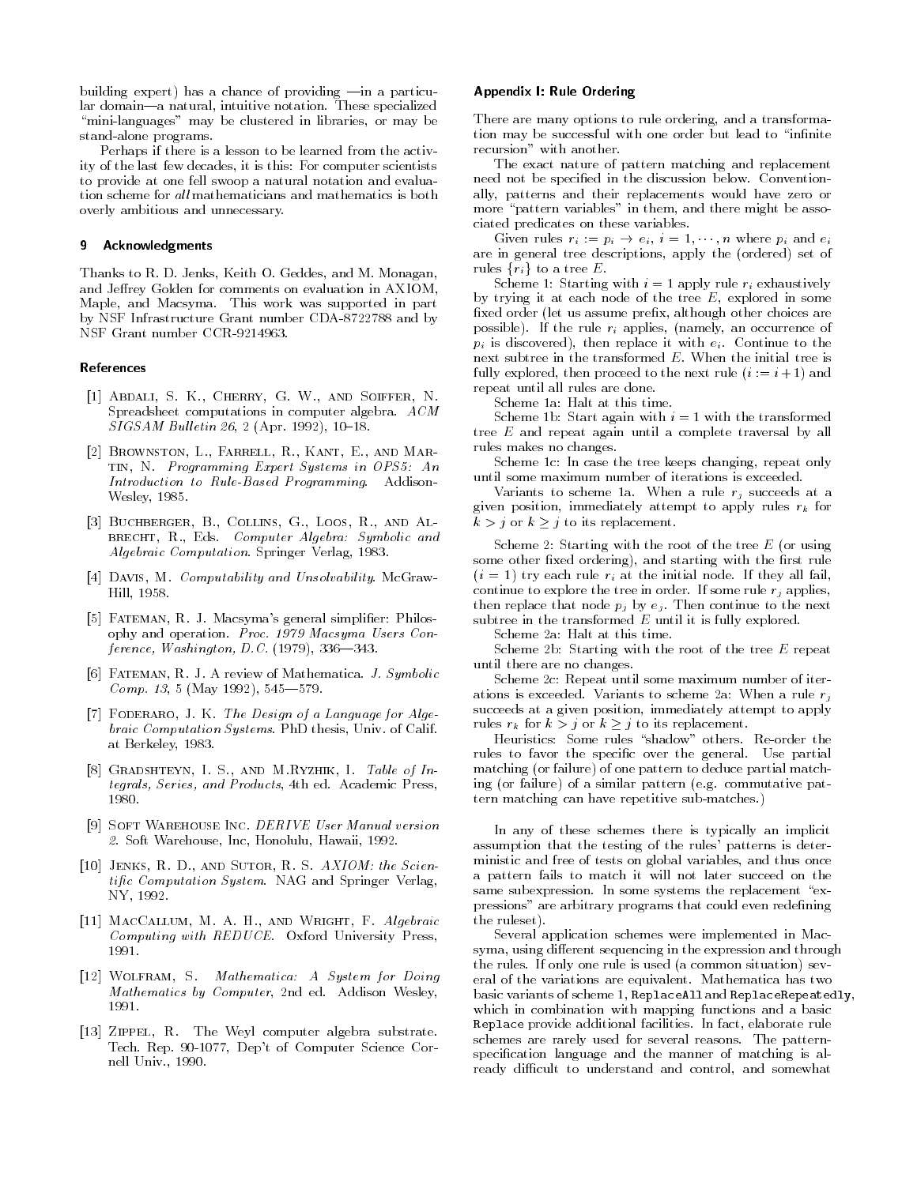building expert) has a chance of providing —in a particular domain—a natural, intuitive notation. These specialized "mini-languages" may be clustered in libraries, or may be stand-alone programs.

Perhaps if there is a lesson to be learned from the activity of the last few decades, it is this: For computer scientists to provide at one fell swoop a natural notation and evaluation scheme for *all* mathematicians and mathematics is both overly ambitious and unnecessary.

## 9 Acknowledgments

Thanks to R. D. Jenks, Keith O. Geddes, and M. Monagan, and Jeffrey Golden for comments on evaluation in AXIOM, Maple, and Macsyma. This work was supported in part by NSF Infrastructure Grant number CDA-8722788 and by NSF Grant number CCR-9214963.

## References

[1] Abdali, S. K., Cherry, G. W., and Soiffer, N. Spreadsheet computations in computer algebra. *ACM SIGSAM Bulletin 26*, 2 (Apr. 1992), 10–18.

[2] Brownston, L., Farrell, R., Kant, E., and Martin, N. *Programming Expert Systems in OPS5: An Introduction to Rule-Based Programming*. Addison-Wesley, 1985.

[3] Buchberger, B., Collins, G., Loos, R., and Albrecht, R., Eds. *Computer Algebra: Symbolic and Algebraic Computation*. Springer Verlag, 1983.

[4] Davis, M. *Computability and Unsolvability*. McGraw-Hill, 1958.

[5] Fateman, R. J. Macsyma's general simplifier: Philosophy and operation. *Proc. 1979 Macsyma Users Conference, Washington, D.C.* (1979), 336—343.

[6] Fateman, R. J. A review of Mathematica. *J. Symbolic Comp. 13*, 5 (May 1992), 545—579.

[7] Foderaro, J. K. *The Design of a Language for Algebraic Computation Systems*. PhD thesis, Univ. of Calif. at Berkeley, 1983.

[8] Gradshteyn, I. S., and M.Ryzhik, I. *Table of Integrals, Series, and Products*, 4th ed. Academic Press, 1980.

[9] Soft Warehouse Inc. *DERIVE User Manual version 2*. Soft Warehouse, Inc, Honolulu, Hawaii, 1992.

[10] Jenks, R. D., and Sutor, R. S. *AXIOM: the Scientific Computation System*. NAG and Springer Verlag, NY, 1992.

[11] MacCallum, M. A. H., and Wright, F. *Algebraic Computing with REDUCE*. Oxford University Press, 1991.

[12] Wolfram, S. *Mathematica: A System for Doing Mathematics by Computer*, 2nd ed. Addison Wesley, 1991.

[13] Zippel, R. The Weyl computer algebra substrate. Tech. Rep. 90-1077, Dep't of Computer Science Cornell Univ., 1990.

## Appendix I: Rule Ordering

There are many options to rule ordering, and a transformation may be successful with one order but lead to "infinite recursion" with another.

The exact nature of pattern matching and replacement need not be specified in the discussion below. Conventionally, patterns and their replacements would have zero or more "pattern variables" in them, and there might be associated predicates on these variables.

Given rules $r_i := p_i \rightarrow e_i$, $i = 1, \cdots, n$ where $p_i$ and $e_i$ are in general tree descriptions, apply the (ordered) set of rules $\{r_i\}$ to a tree $E$.

Scheme 1: Starting with $i = 1$ apply rule $r_i$ exhaustively by trying it at each node of the tree $E$, explored in some fixed order (let us assume prefix, although other choices are possible). If the rule $r_i$ applies, (namely, an occurrence of $p_i$ is discovered), then replace it with $e_i$. Continue to the next subtree in the transformed $E$. When the initial tree is fully explored, then proceed to the next rule ($i := i + 1$) and repeat until all rules are done.

Scheme 1a: Halt at this time.

Scheme 1b: Start again with $i = 1$ with the transformed tree $E$ and repeat again until a complete traversal by all rules makes no changes.

Scheme 1c: In case the tree keeps changing, repeat only until some maximum number of iterations is exceeded.

Variants to scheme 1a. When a rule $r_j$ succeeds at a given position, immediately attempt to apply rules $r_k$ for $k > j$ or $k \geq j$ to its replacement.

Scheme 2: Starting with the root of the tree $E$ (or using some other fixed ordering), and starting with the first rule ($i = 1$) try each rule $r_i$ at the initial node. If they all fail, continue to explore the tree in order. If some rule $r_j$ applies, then replace that node $p_j$ by $e_j$. Then continue to the next subtree in the transformed $E$ until it is fully explored.

Scheme 2a: Halt at this time.

Scheme 2b: Starting with the root of the tree $E$ repeat until there are no changes.

Scheme 2c: Repeat until some maximum number of iterations is exceeded. Variants to scheme 2a: When a rule $r_j$ succeeds at a given position, immediately attempt to apply rules $r_k$ for $k > j$ or $k \geq j$ to its replacement.

Heuristics: Some rules "shadow" others. Re-order the rules to favor the specific over the general. Use partial matching (or failure) of one pattern to deduce partial matching (or failure) of a similar pattern (e.g. commutative pattern matching can have repetitive sub-matches.)

In any of these schemes there is typically an implicit assumption that the testing of the rules' patterns is deterministic and free of tests on global variables, and thus once a pattern fails to match it will not later succeed on the same subexpression. In some systems the replacement "expressions" are arbitrary programs that could even redefining the ruleset).

Several application schemes were implemented in Macsyma, using different sequencing in the expression and through the rules. If only one rule is used (a common situation) several of the variations are equivalent. Mathematica has two basic variants of scheme 1, `ReplaceAll` and `ReplaceRepeatedly`, which in combination with mapping functions and a basic `Replace` provide additional facilities. In fact, elaborate rule schemes are rarely used for several reasons. The pattern-specification language and the manner of matching is already difficult to understand and control, and somewhat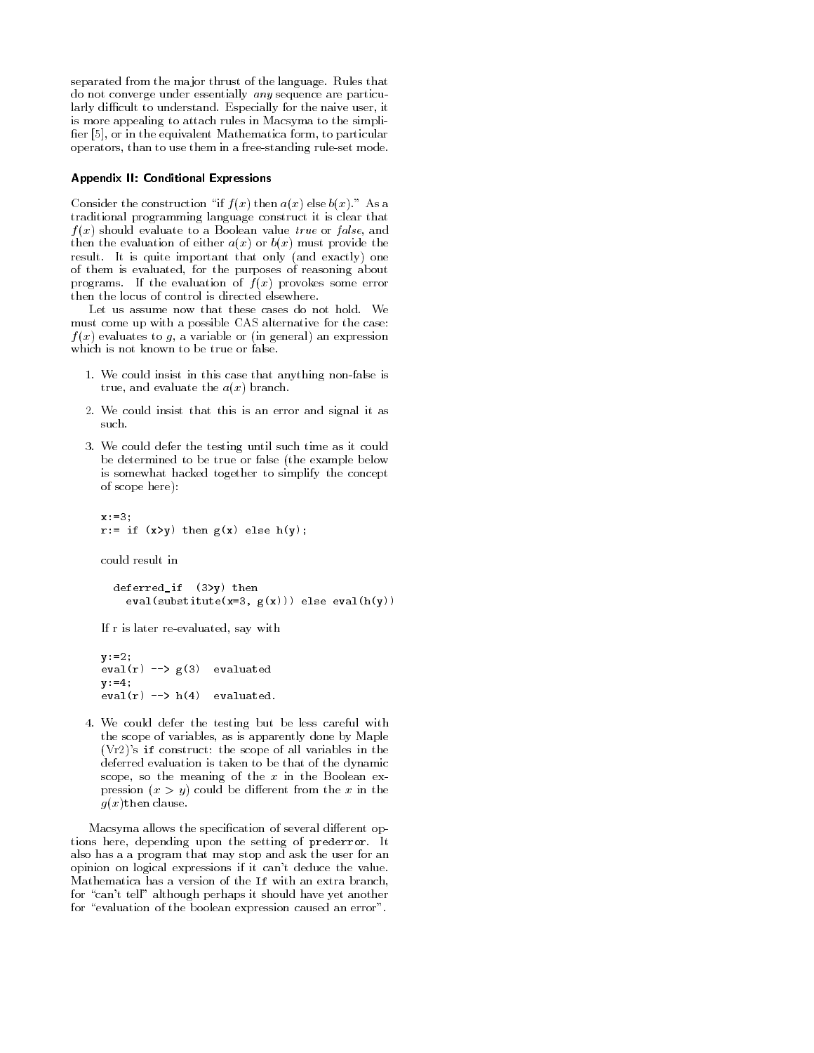separated from the major thrust of the language. Rules that do not converge under essentially *any* sequence are particularly difficult to understand. Especially for the naive user, it is more appealing to attach rules in Macsyma to the simplifier [5], or in the equivalent Mathematica form, to particular operators, than to use them in a free-standing rule-set mode.

## Appendix II: Conditional Expressions

Consider the construction "if $f(x)$ then $a(x)$ else $b(x)$." As a traditional programming language construct it is clear that $f(x)$ should evaluate to a Boolean value *true* or *false*, and then the evaluation of either $a(x)$ or $b(x)$ must provide the result. It is quite important that only (and exactly) one of them is evaluated, for the purposes of reasoning about programs. If the evaluation of $f(x)$ provokes some error then the locus of control is directed elsewhere.

Let us assume now that these cases do not hold. We must come up with a possible CAS alternative for the case: $f(x)$ evaluates to $g$, a variable or (in general) an expression which is not known to be true or false.

1. We could insist in this case that anything non-false is true, and evaluate the $a(x)$ branch.

2. We could insist that this is an error and signal it as such.

3. We could defer the testing until such time as it could be determined to be true or false (the example below is somewhat hacked together to simplify the concept of scope here):

   ```
   x:=3;
   r:= if (x>y) then g(x) else h(y);
   ```

   could result in

   ```
     deferred_if  (3>y) then
       eval(substitute(x=3, g(x))) else eval(h(y))
   ```

   If r is later re-evaluated, say with

   ```
   y:=2;
   eval(r) --> g(3)  evaluated
   y:=4;
   eval(r) --> h(4)  evaluated.
   ```

4. We could defer the testing but be less careful with the scope of variables, as is apparently done by Maple (Vr2)'s `if` construct: the scope of all variables in the deferred evaluation is taken to be that of the dynamic scope, so the meaning of the $x$ in the Boolean expression $(x > y)$ could be different from the $x$ in the $g(x)$`then` clause.

Macsyma allows the specification of several different options here, depending upon the setting of `prederror`. It also has a a program that may stop and ask the user for an opinion on logical expressions if it can't deduce the value. Mathematica has a version of the `If` with an extra branch, for "can't tell" although perhaps it should have yet another for "evaluation of the boolean expression caused an error".